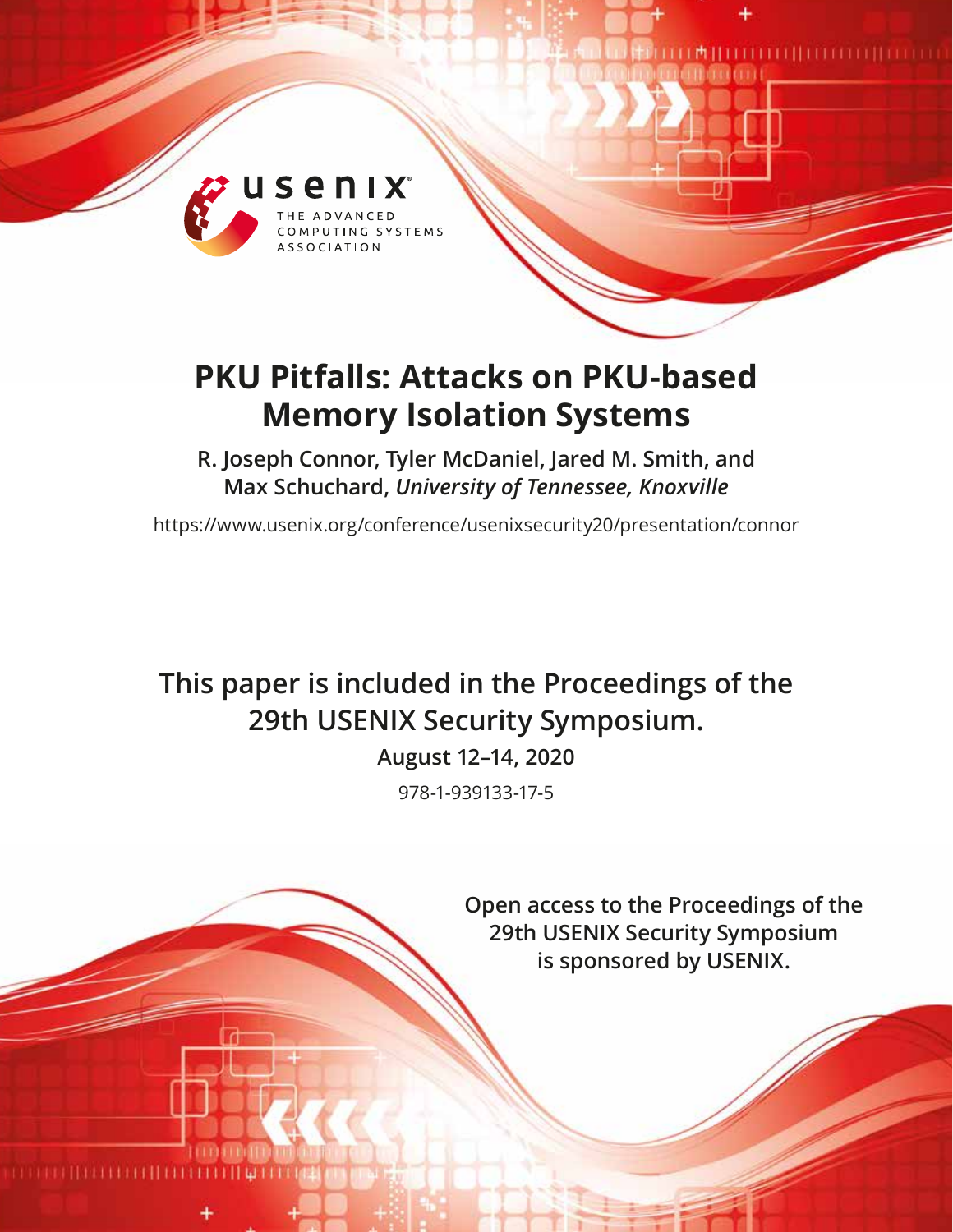# PKU Pitfalls: Attacks on PKU-based Memory Isolation Systems

**R. Joseph Connor, Tyler McDaniel, Jared M. Smith, and Max Schuchard,** ***University of Tennessee, Knoxville***

https://www.usenix.org/conference/usenixsecurity20/presentation/connor

**This paper is included in the Proceedings of the 29th USENIX Security Symposium.**

**August 12–14, 2020**

978-1-939133-17-5

**Open access to the Proceedings of the 29th USENIX Security Symposium is sponsored by USENIX.**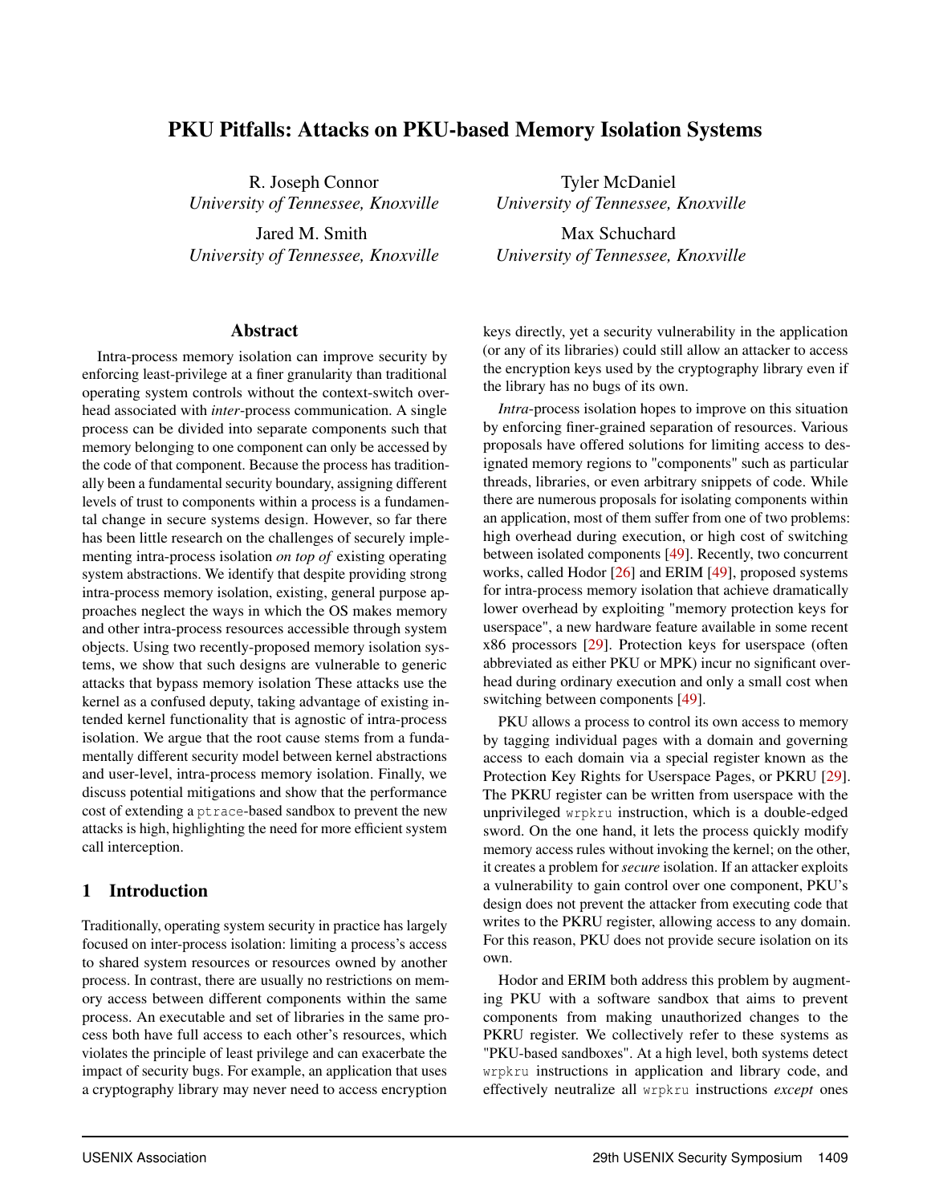# PKU Pitfalls: Attacks on PKU-based Memory Isolation Systems

R. Joseph Connor
*University of Tennessee, Knoxville*

Tyler McDaniel
*University of Tennessee, Knoxville*

Jared M. Smith
*University of Tennessee, Knoxville*

Max Schuchard
*University of Tennessee, Knoxville*

## Abstract

Intra-process memory isolation can improve security by enforcing least-privilege at a finer granularity than traditional operating system controls without the context-switch overhead associated with *inter*-process communication. A single process can be divided into separate components such that memory belonging to one component can only be accessed by the code of that component. Because the process has traditionally been a fundamental security boundary, assigning different levels of trust to components within a process is a fundamental change in secure systems design. However, so far there has been little research on the challenges of securely implementing intra-process isolation *on top of* existing operating system abstractions. We identify that despite providing strong intra-process memory isolation, existing, general purpose approaches neglect the ways in which the OS makes memory and other intra-process resources accessible through system objects. Using two recently-proposed memory isolation systems, we show that such designs are vulnerable to generic attacks that bypass memory isolation These attacks use the kernel as a confused deputy, taking advantage of existing intended kernel functionality that is agnostic of intra-process isolation. We argue that the root cause stems from a fundamentally different security model between kernel abstractions and user-level, intra-process memory isolation. Finally, we discuss potential mitigations and show that the performance cost of extending a `ptrace`-based sandbox to prevent the new attacks is high, highlighting the need for more efficient system call interception.

## 1 Introduction

Traditionally, operating system security in practice has largely focused on inter-process isolation: limiting a process's access to shared system resources or resources owned by another process. In contrast, there are usually no restrictions on memory access between different components within the same process. An executable and set of libraries in the same process both have full access to each other's resources, which violates the principle of least privilege and can exacerbate the impact of security bugs. For example, an application that uses a cryptography library may never need to access encryption keys directly, yet a security vulnerability in the application (or any of its libraries) could still allow an attacker to access the encryption keys used by the cryptography library even if the library has no bugs of its own.

*Intra*-process isolation hopes to improve on this situation by enforcing finer-grained separation of resources. Various proposals have offered solutions for limiting access to designated memory regions to "components" such as particular threads, libraries, or even arbitrary snippets of code. While there are numerous proposals for isolating components within an application, most of them suffer from one of two problems: high overhead during execution, or high cost of switching between isolated components [49]. Recently, two concurrent works, called Hodor [26] and ERIM [49], proposed systems for intra-process memory isolation that achieve dramatically lower overhead by exploiting "memory protection keys for userspace", a new hardware feature available in some recent x86 processors [29]. Protection keys for userspace (often abbreviated as either PKU or MPK) incur no significant overhead during ordinary execution and only a small cost when switching between components [49].

PKU allows a process to control its own access to memory by tagging individual pages with a domain and governing access to each domain via a special register known as the Protection Key Rights for Userspace Pages, or PKRU [29]. The PKRU register can be written from userspace with the unprivileged `wrpkru` instruction, which is a double-edged sword. On the one hand, it lets the process quickly modify memory access rules without invoking the kernel; on the other, it creates a problem for *secure* isolation. If an attacker exploits a vulnerability to gain control over one component, PKU's design does not prevent the attacker from executing code that writes to the PKRU register, allowing access to any domain. For this reason, PKU does not provide secure isolation on its own.

Hodor and ERIM both address this problem by augmenting PKU with a software sandbox that aims to prevent components from making unauthorized changes to the PKRU register. We collectively refer to these systems as "PKU-based sandboxes". At a high level, both systems detect `wrpkru` instructions in application and library code, and effectively neutralize all `wrpkru` instructions *except* ones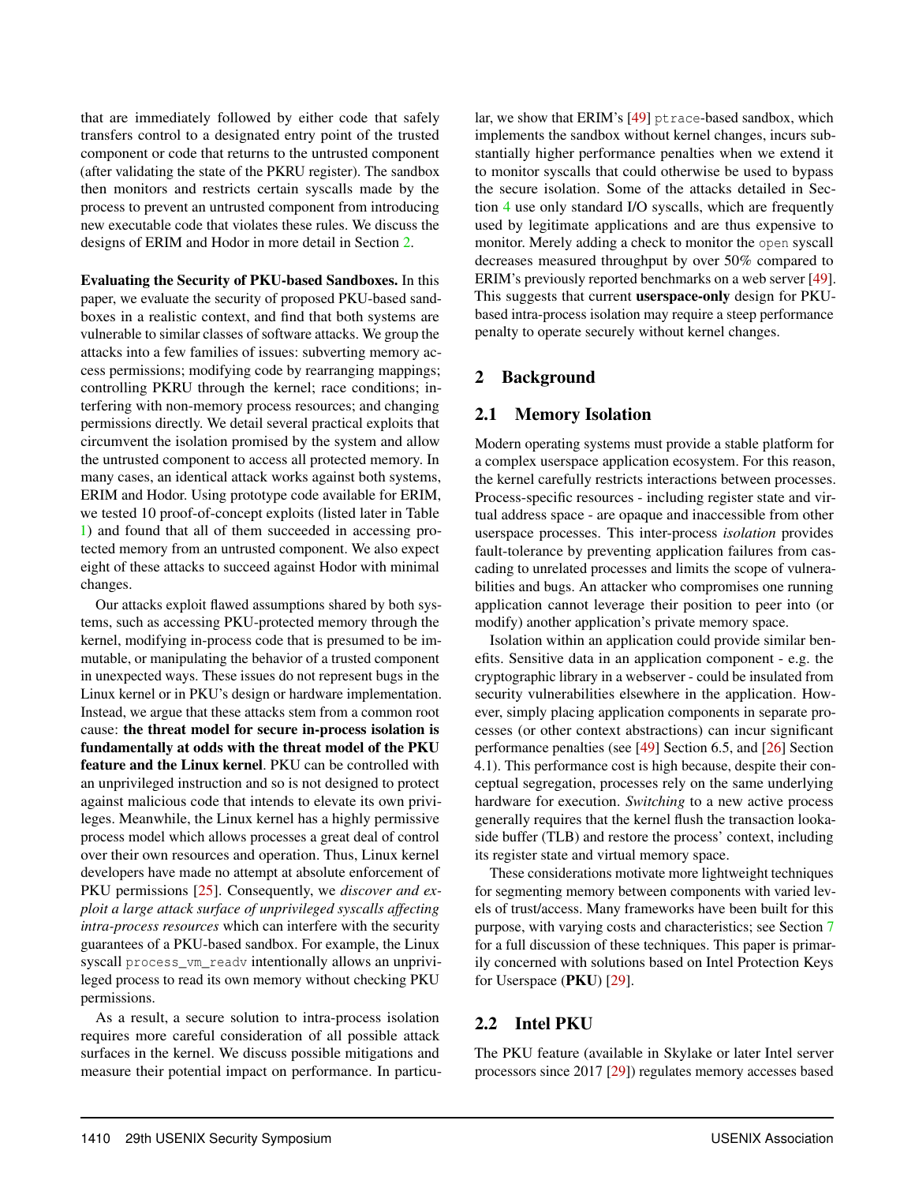that are immediately followed by either code that safely transfers control to a designated entry point of the trusted component or code that returns to the untrusted component (after validating the state of the PKRU register). The sandbox then monitors and restricts certain syscalls made by the process to prevent an untrusted component from introducing new executable code that violates these rules. We discuss the designs of ERIM and Hodor in more detail in Section 2.

**Evaluating the Security of PKU-based Sandboxes.** In this paper, we evaluate the security of proposed PKU-based sandboxes in a realistic context, and find that both systems are vulnerable to similar classes of software attacks. We group the attacks into a few families of issues: subverting memory access permissions; modifying code by rearranging mappings; controlling PKRU through the kernel; race conditions; interfering with non-memory process resources; and changing permissions directly. We detail several practical exploits that circumvent the isolation promised by the system and allow the untrusted component to access all protected memory. In many cases, an identical attack works against both systems, ERIM and Hodor. Using prototype code available for ERIM, we tested 10 proof-of-concept exploits (listed later in Table 1) and found that all of them succeeded in accessing protected memory from an untrusted component. We also expect eight of these attacks to succeed against Hodor with minimal changes.

Our attacks exploit flawed assumptions shared by both systems, such as accessing PKU-protected memory through the kernel, modifying in-process code that is presumed to be immutable, or manipulating the behavior of a trusted component in unexpected ways. These issues do not represent bugs in the Linux kernel or in PKU's design or hardware implementation. Instead, we argue that these attacks stem from a common root cause: **the threat model for secure in-process isolation is fundamentally at odds with the threat model of the PKU feature and the Linux kernel**. PKU can be controlled with an unprivileged instruction and so is not designed to protect against malicious code that intends to elevate its own privileges. Meanwhile, the Linux kernel has a highly permissive process model which allows processes a great deal of control over their own resources and operation. Thus, Linux kernel developers have made no attempt at absolute enforcement of PKU permissions [25]. Consequently, we *discover and exploit a large attack surface of unprivileged syscalls affecting intra-process resources* which can interfere with the security guarantees of a PKU-based sandbox. For example, the Linux syscall `process_vm_readv` intentionally allows an unprivileged process to read its own memory without checking PKU permissions.

As a result, a secure solution to intra-process isolation requires more careful consideration of all possible attack surfaces in the kernel. We discuss possible mitigations and measure their potential impact on performance. In particular, we show that ERIM's [49] `ptrace`-based sandbox, which implements the sandbox without kernel changes, incurs substantially higher performance penalties when we extend it to monitor syscalls that could otherwise be used to bypass the secure isolation. Some of the attacks detailed in Section 4 use only standard I/O syscalls, which are frequently used by legitimate applications and are thus expensive to monitor. Merely adding a check to monitor the `open` syscall decreases measured throughput by over 50% compared to ERIM's previously reported benchmarks on a web server [49]. This suggests that current **userspace-only** design for PKU-based intra-process isolation may require a steep performance penalty to operate securely without kernel changes.

## 2 Background

### 2.1 Memory Isolation

Modern operating systems must provide a stable platform for a complex userspace application ecosystem. For this reason, the kernel carefully restricts interactions between processes. Process-specific resources - including register state and virtual address space - are opaque and inaccessible from other userspace processes. This inter-process *isolation* provides fault-tolerance by preventing application failures from cascading to unrelated processes and limits the scope of vulnerabilities and bugs. An attacker who compromises one running application cannot leverage their position to peer into (or modify) another application's private memory space.

Isolation within an application could provide similar benefits. Sensitive data in an application component - e.g. the cryptographic library in a webserver - could be insulated from security vulnerabilities elsewhere in the application. However, simply placing application components in separate processes (or other context abstractions) can incur significant performance penalties (see [49] Section 6.5, and [26] Section 4.1). This performance cost is high because, despite their conceptual segregation, processes rely on the same underlying hardware for execution. *Switching* to a new active process generally requires that the kernel flush the transaction lookaside buffer (TLB) and restore the process' context, including its register state and virtual memory space.

These considerations motivate more lightweight techniques for segmenting memory between components with varied levels of trust/access. Many frameworks have been built for this purpose, with varying costs and characteristics; see Section 7 for a full discussion of these techniques. This paper is primarily concerned with solutions based on Intel Protection Keys for Userspace (**PKU**) [29].

### 2.2 Intel PKU

The PKU feature (available in Skylake or later Intel server processors since 2017 [29]) regulates memory accesses based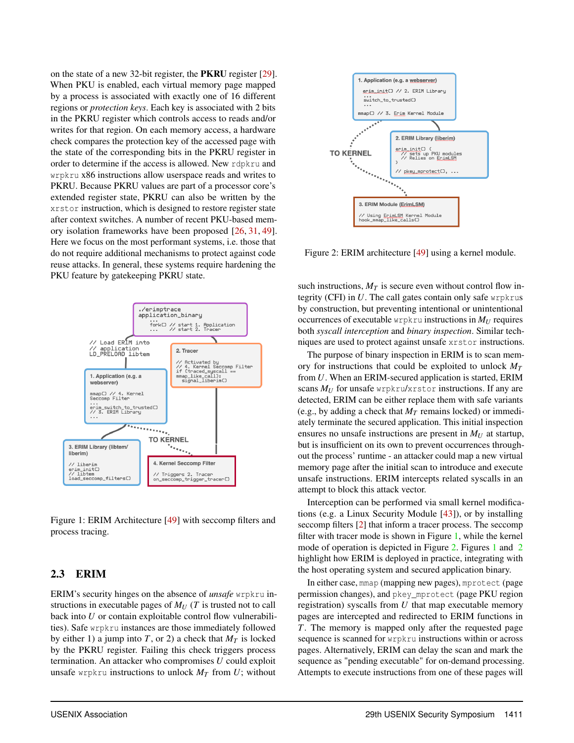on the state of a new 32-bit register, the **PKRU** register [29]. When PKU is enabled, each virtual memory page mapped by a process is associated with exactly one of 16 different regions or *protection keys*. Each key is associated with 2 bits in the PKRU register which controls access to reads and/or writes for that region. On each memory access, a hardware check compares the protection key of the accessed page with the state of the corresponding bits in the PKRU register in order to determine if the access is allowed. New `rdpkru` and `wrpkru` x86 instructions allow userspace reads and writes to PKRU. Because PKRU values are part of a processor core's extended register state, PKRU can also be written by the `xrstor` instruction, which is designed to restore register state after context switches. A number of recent PKU-based memory isolation frameworks have been proposed [26, 31, 49]. Here we focus on the most performant systems, i.e. those that do not require additional mechanisms to protect against code reuse attacks. In general, these systems require hardening the PKU feature by gatekeeping PKRU state.

Figure 1: ERIM Architecture [49] with seccomp filters and process tracing.

## 2.3 ERIM

ERIM's security hinges on the absence of *unsafe* `wrpkru` instructions in executable pages of $M_U$ ($T$ is trusted not to call back into $U$ or contain exploitable control flow vulnerabilities). Safe `wrpkru` instances are those immediately followed by either 1) a jump into $T$, or 2) a check that $M_T$ is locked by the PKRU register. Failing this check triggers process termination. An attacker who compromises $U$ could exploit unsafe `wrpkru` instructions to unlock $M_T$ from $U$; without

Figure 2: ERIM architecture [49] using a kernel module.

such instructions, $M_T$ is secure even without control flow integrity (CFI) in $U$. The call gates contain only safe `wrpkru`s by construction, but preventing intentional or unintentional occurrences of executable `wrpkru` instructions in $M_U$ requires both *syscall interception* and *binary inspection*. Similar techniques are used to protect against unsafe `xrstor` instructions.

The purpose of binary inspection in ERIM is to scan memory for instructions that could be exploited to unlock $M_T$ from $U$. When an ERIM-secured application is started, ERIM scans $M_U$ for unsafe `wrpkru`/`xrstor` instructions. If any are detected, ERIM can be either replace them with safe variants (e.g., by adding a check that $M_T$ remains locked) or immediately terminate the secured application. This initial inspection ensures no unsafe instructions are present in $M_U$ at startup, but is insufficient on its own to prevent occurrences throughout the process' runtime - an attacker could map a new virtual memory page after the initial scan to introduce and execute unsafe instructions. ERIM intercepts related syscalls in an attempt to block this attack vector.

Interception can be performed via small kernel modifications (e.g. a Linux Security Module [43]), or by installing seccomp filters [2] that inform a tracer process. The seccomp filter with tracer mode is shown in Figure 1, while the kernel mode of operation is depicted in Figure 2. Figures 1 and 2 highlight how ERIM is deployed in practice, integrating with the host operating system and secured application binary.

In either case, `mmap` (mapping new pages), `mprotect` (page permission changes), and `pkey_mprotect` (page PKU region registration) syscalls from $U$ that map executable memory pages are intercepted and redirected to ERIM functions in $T$. The memory is mapped only after the requested page sequence is scanned for `wrpkru` instructions within or across pages. Alternatively, ERIM can delay the scan and mark the sequence as "pending executable" for on-demand processing. Attempts to execute instructions from one of these pages will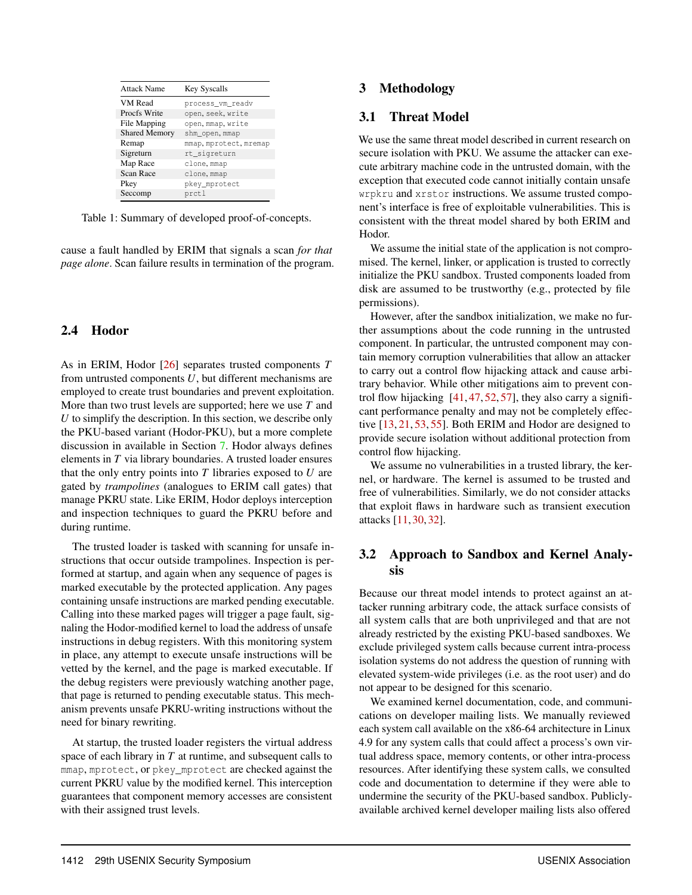| Attack Name | Key Syscalls |
|---|---|
| VM Read | `process_vm_readv` |
| Procfs Write | `open`, `seek`, `write` |
| File Mapping | `open`, `mmap`, `write` |
| Shared Memory | `shm_open`, `mmap` |
| Remap | `mmap`, `mprotect`, `mremap` |
| Sigreturn | `rt_sigreturn` |
| Map Race | `clone`, `mmap` |
| Scan Race | `clone`, `mmap` |
| Pkey | `pkey_mprotect` |
| Seccomp | `prctl` |

Table 1: Summary of developed proof-of-concepts.

cause a fault handled by ERIM that signals a scan *for that page alone*. Scan failure results in termination of the program.

## 2.4 Hodor

As in ERIM, Hodor [26] separates trusted components $T$ from untrusted components $U$, but different mechanisms are employed to create trust boundaries and prevent exploitation. More than two trust levels are supported; here we use $T$ and $U$ to simplify the description. In this section, we describe only the PKU-based variant (Hodor-PKU), but a more complete discussion in available in Section 7. Hodor always defines elements in $T$ via library boundaries. A trusted loader ensures that the only entry points into $T$ libraries exposed to $U$ are gated by *trampolines* (analogues to ERIM call gates) that manage PKRU state. Like ERIM, Hodor deploys interception and inspection techniques to guard the PKRU before and during runtime.

The trusted loader is tasked with scanning for unsafe instructions that occur outside trampolines. Inspection is performed at startup, and again when any sequence of pages is marked executable by the protected application. Any pages containing unsafe instructions are marked pending executable. Calling into these marked pages will trigger a page fault, signaling the Hodor-modified kernel to load the address of unsafe instructions in debug registers. With this monitoring system in place, any attempt to execute unsafe instructions will be vetted by the kernel, and the page is marked executable. If the debug registers were previously watching another page, that page is returned to pending executable status. This mechanism prevents unsafe PKRU-writing instructions without the need for binary rewriting.

At startup, the trusted loader registers the virtual address space of each library in $T$ at runtime, and subsequent calls to `mmap`, `mprotect`, or `pkey_mprotect` are checked against the current PKRU value by the modified kernel. This interception guarantees that component memory accesses are consistent with their assigned trust levels.

# 3 Methodology

## 3.1 Threat Model

We use the same threat model described in current research on secure isolation with PKU. We assume the attacker can execute arbitrary machine code in the untrusted domain, with the exception that executed code cannot initially contain unsafe `wrpkru` and `xrstor` instructions. We assume trusted component's interface is free of exploitable vulnerabilities. This is consistent with the threat model shared by both ERIM and Hodor.

We assume the initial state of the application is not compromised. The kernel, linker, or application is trusted to correctly initialize the PKU sandbox. Trusted components loaded from disk are assumed to be trustworthy (e.g., protected by file permissions).

However, after the sandbox initialization, we make no further assumptions about the code running in the untrusted component. In particular, the untrusted component may contain memory corruption vulnerabilities that allow an attacker to carry out a control flow hijacking attack and cause arbitrary behavior. While other mitigations aim to prevent control flow hijacking [41, 47, 52, 57], they also carry a significant performance penalty and may not be completely effective [13, 21, 53, 55]. Both ERIM and Hodor are designed to provide secure isolation without additional protection from control flow hijacking.

We assume no vulnerabilities in a trusted library, the kernel, or hardware. The kernel is assumed to be trusted and free of vulnerabilities. Similarly, we do not consider attacks that exploit flaws in hardware such as transient execution attacks [11, 30, 32].

## 3.2 Approach to Sandbox and Kernel Analysis

Because our threat model intends to protect against an attacker running arbitrary code, the attack surface consists of all system calls that are both unprivileged and that are not already restricted by the existing PKU-based sandboxes. We exclude privileged system calls because current intra-process isolation systems do not address the question of running with elevated system-wide privileges (i.e. as the root user) and do not appear to be designed for this scenario.

We examined kernel documentation, code, and communications on developer mailing lists. We manually reviewed each system call available on the x86-64 architecture in Linux 4.9 for any system calls that could affect a process's own virtual address space, memory contents, or other intra-process resources. After identifying these system calls, we consulted code and documentation to determine if they were able to undermine the security of the PKU-based sandbox. Publicly-available archived kernel developer mailing lists also offered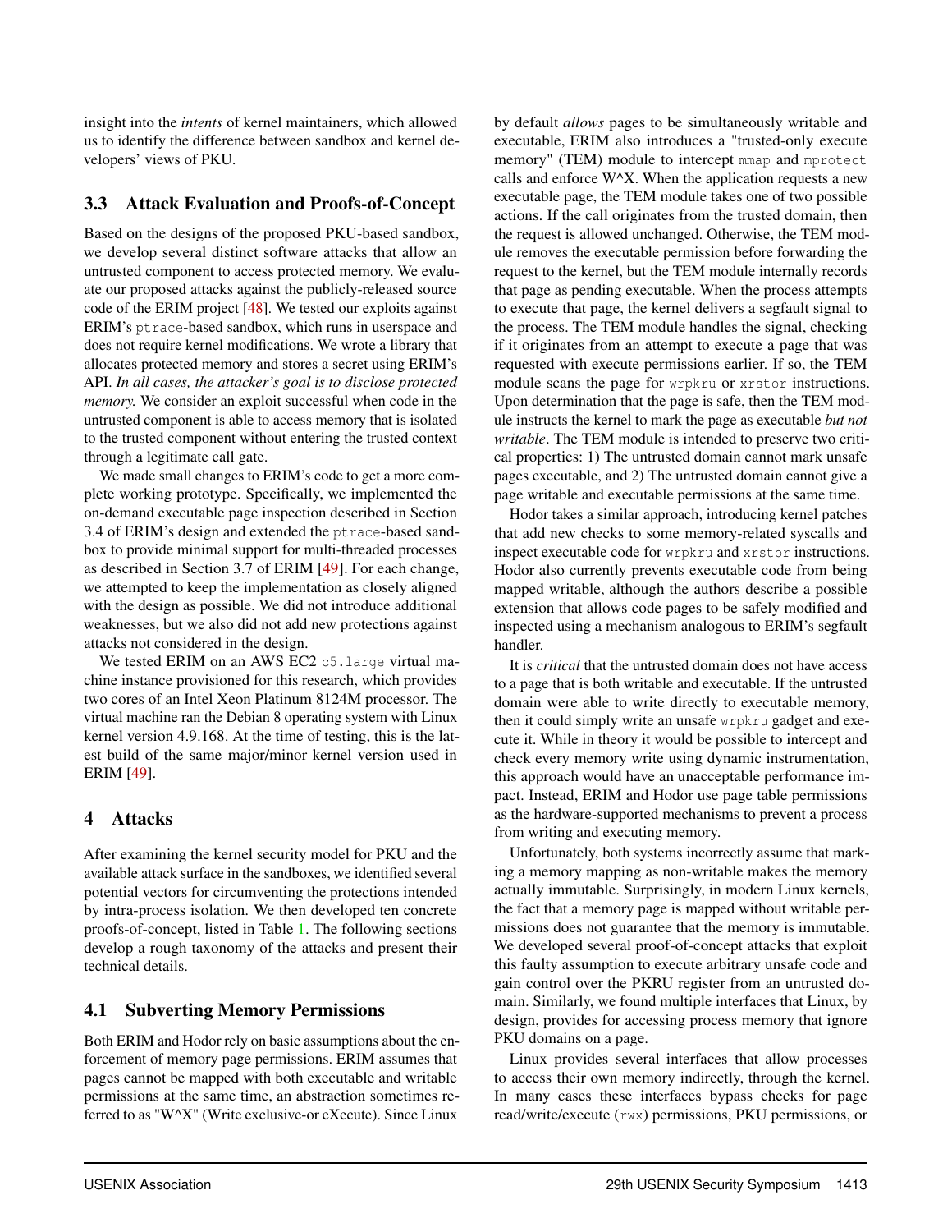insight into the *intents* of kernel maintainers, which allowed us to identify the difference between sandbox and kernel developers' views of PKU.

### 3.3 Attack Evaluation and Proofs-of-Concept

Based on the designs of the proposed PKU-based sandbox, we develop several distinct software attacks that allow an untrusted component to access protected memory. We evaluate our proposed attacks against the publicly-released source code of the ERIM project [48]. We tested our exploits against ERIM's `ptrace`-based sandbox, which runs in userspace and does not require kernel modifications. We wrote a library that allocates protected memory and stores a secret using ERIM's API. *In all cases, the attacker's goal is to disclose protected memory.* We consider an exploit successful when code in the untrusted component is able to access memory that is isolated to the trusted component without entering the trusted context through a legitimate call gate.

We made small changes to ERIM's code to get a more complete working prototype. Specifically, we implemented the on-demand executable page inspection described in Section 3.4 of ERIM's design and extended the `ptrace`-based sandbox to provide minimal support for multi-threaded processes as described in Section 3.7 of ERIM [49]. For each change, we attempted to keep the implementation as closely aligned with the design as possible. We did not introduce additional weaknesses, but we also did not add new protections against attacks not considered in the design.

We tested ERIM on an AWS EC2 `c5.large` virtual machine instance provisioned for this research, which provides two cores of an Intel Xeon Platinum 8124M processor. The virtual machine ran the Debian 8 operating system with Linux kernel version 4.9.168. At the time of testing, this is the latest build of the same major/minor kernel version used in ERIM [49].

## 4 Attacks

After examining the kernel security model for PKU and the available attack surface in the sandboxes, we identified several potential vectors for circumventing the protections intended by intra-process isolation. We then developed ten concrete proofs-of-concept, listed in Table 1. The following sections develop a rough taxonomy of the attacks and present their technical details.

### 4.1 Subverting Memory Permissions

Both ERIM and Hodor rely on basic assumptions about the enforcement of memory page permissions. ERIM assumes that pages cannot be mapped with both executable and writable permissions at the same time, an abstraction sometimes referred to as "W^X" (Write exclusive-or eXecute). Since Linux by default *allows* pages to be simultaneously writable and executable, ERIM also introduces a "trusted-only execute memory" (TEM) module to intercept `mmap` and `mprotect` calls and enforce W^X. When the application requests a new executable page, the TEM module takes one of two possible actions. If the call originates from the trusted domain, then the request is allowed unchanged. Otherwise, the TEM module removes the executable permission before forwarding the request to the kernel, but the TEM module internally records that page as pending executable. When the process attempts to execute that page, the kernel delivers a segfault signal to the process. The TEM module handles the signal, checking if it originates from an attempt to execute a page that was requested with execute permissions earlier. If so, the TEM module scans the page for `wrpkru` or `xrstor` instructions. Upon determination that the page is safe, then the TEM module instructs the kernel to mark the page as executable *but not writable*. The TEM module is intended to preserve two critical properties: 1) The untrusted domain cannot mark unsafe pages executable, and 2) The untrusted domain cannot give a page writable and executable permissions at the same time.

Hodor takes a similar approach, introducing kernel patches that add new checks to some memory-related syscalls and inspect executable code for `wrpkru` and `xrstor` instructions. Hodor also currently prevents executable code from being mapped writable, although the authors describe a possible extension that allows code pages to be safely modified and inspected using a mechanism analogous to ERIM's segfault handler.

It is *critical* that the untrusted domain does not have access to a page that is both writable and executable. If the untrusted domain were able to write directly to executable memory, then it could simply write an unsafe `wrpkru` gadget and execute it. While in theory it would be possible to intercept and check every memory write using dynamic instrumentation, this approach would have an unacceptable performance impact. Instead, ERIM and Hodor use page table permissions as the hardware-supported mechanisms to prevent a process from writing and executing memory.

Unfortunately, both systems incorrectly assume that marking a memory mapping as non-writable makes the memory actually immutable. Surprisingly, in modern Linux kernels, the fact that a memory page is mapped without writable permissions does not guarantee that the memory is immutable. We developed several proof-of-concept attacks that exploit this faulty assumption to execute arbitrary unsafe code and gain control over the PKRU register from an untrusted domain. Similarly, we found multiple interfaces that Linux, by design, provides for accessing process memory that ignore PKU domains on a page.

Linux provides several interfaces that allow processes to access their own memory indirectly, through the kernel. In many cases these interfaces bypass checks for page read/write/execute (`rwx`) permissions, PKU permissions, or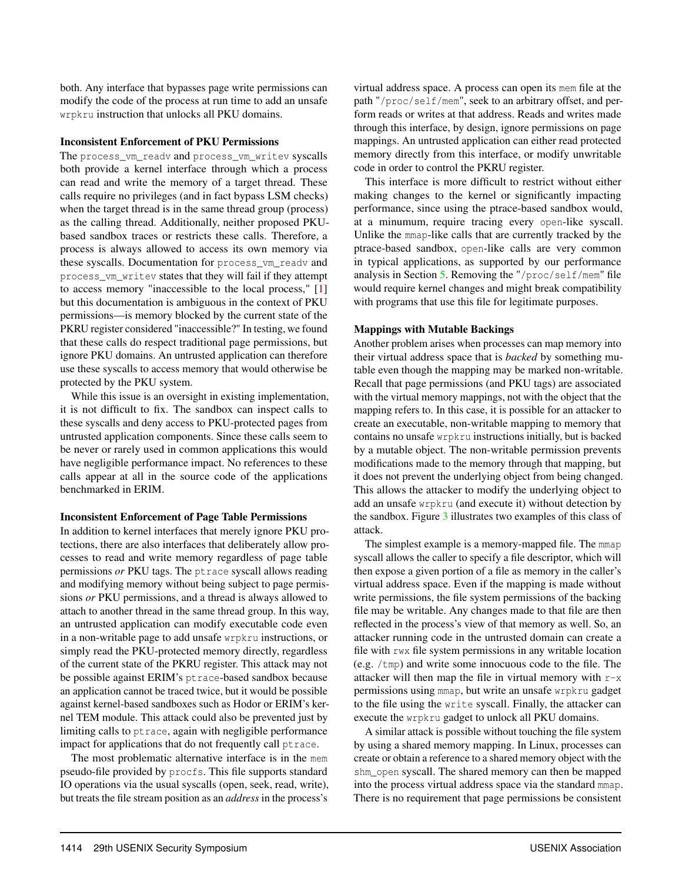both. Any interface that bypasses page write permissions can modify the code of the process at run time to add an unsafe `wrpkru` instruction that unlocks all PKU domains.

### Inconsistent Enforcement of PKU Permissions

The `process_vm_readv` and `process_vm_writev` syscalls both provide a kernel interface through which a process can read and write the memory of a target thread. These calls require no privileges (and in fact bypass LSM checks) when the target thread is in the same thread group (process) as the calling thread. Additionally, neither proposed PKU-based sandbox traces or restricts these calls. Therefore, a process is always allowed to access its own memory via these syscalls. Documentation for `process_vm_readv` and `process_vm_writev` states that they will fail if they attempt to access memory "inaccessible to the local process," [1] but this documentation is ambiguous in the context of PKU permissions—is memory blocked by the current state of the PKRU register considered "inaccessible?" In testing, we found that these calls do respect traditional page permissions, but ignore PKU domains. An untrusted application can therefore use these syscalls to access memory that would otherwise be protected by the PKU system.

While this issue is an oversight in existing implementation, it is not difficult to fix. The sandbox can inspect calls to these syscalls and deny access to PKU-protected pages from untrusted application components. Since these calls seem to be never or rarely used in common applications this would have negligible performance impact. No references to these calls appear at all in the source code of the applications benchmarked in ERIM.

### Inconsistent Enforcement of Page Table Permissions

In addition to kernel interfaces that merely ignore PKU protections, there are also interfaces that deliberately allow processes to read and write memory regardless of page table permissions *or* PKU tags. The `ptrace` syscall allows reading and modifying memory without being subject to page permissions *or* PKU permissions, and a thread is always allowed to attach to another thread in the same thread group. In this way, an untrusted application can modify executable code even in a non-writable page to add unsafe `wrpkru` instructions, or simply read the PKU-protected memory directly, regardless of the current state of the PKRU register. This attack may not be possible against ERIM's `ptrace`-based sandbox because an application cannot be traced twice, but it would be possible against kernel-based sandboxes such as Hodor or ERIM's kernel TEM module. This attack could also be prevented just by limiting calls to `ptrace`, again with negligible performance impact for applications that do not frequently call `ptrace`.

The most problematic alternative interface is in the `mem` pseudo-file provided by `procfs`. This file supports standard IO operations via the usual syscalls (open, seek, read, write), but treats the file stream position as an *address* in the process's virtual address space. A process can open its `mem` file at the path "`/proc/self/mem`", seek to an arbitrary offset, and perform reads or writes at that address. Reads and writes made through this interface, by design, ignore permissions on page mappings. An untrusted application can either read protected memory directly from this interface, or modify unwritable code in order to control the PKRU register.

This interface is more difficult to restrict without either making changes to the kernel or significantly impacting performance, since using the ptrace-based sandbox would, at a minumum, require tracing every `open`-like syscall. Unlike the `mmap`-like calls that are currently tracked by the ptrace-based sandbox, `open`-like calls are very common in typical applications, as supported by our performance analysis in Section 5. Removing the "`/proc/self/mem`" file would require kernel changes and might break compatibility with programs that use this file for legitimate purposes.

### Mappings with Mutable Backings

Another problem arises when processes can map memory into their virtual address space that is *backed* by something mutable even though the mapping may be marked non-writable. Recall that page permissions (and PKU tags) are associated with the virtual memory mappings, not with the object that the mapping refers to. In this case, it is possible for an attacker to create an executable, non-writable mapping to memory that contains no unsafe `wrpkru` instructions initially, but is backed by a mutable object. The non-writable permission prevents modifications made to the memory through that mapping, but it does not prevent the underlying object from being changed. This allows the attacker to modify the underlying object to add an unsafe `wrpkru` (and execute it) without detection by the sandbox. Figure 3 illustrates two examples of this class of attack.

The simplest example is a memory-mapped file. The `mmap` syscall allows the caller to specify a file descriptor, which will then expose a given portion of a file as memory in the caller's virtual address space. Even if the mapping is made without write permissions, the file system permissions of the backing file may be writable. Any changes made to that file are then reflected in the process's view of that memory as well. So, an attacker running code in the untrusted domain can create a file with `rwx` file system permissions in any writable location (e.g. `/tmp`) and write some innocuous code to the file. The attacker will then map the file in virtual memory with `r-x` permissions using `mmap`, but write an unsafe `wrpkru` gadget to the file using the `write` syscall. Finally, the attacker can execute the `wrpkru` gadget to unlock all PKU domains.

A similar attack is possible without touching the file system by using a shared memory mapping. In Linux, processes can create or obtain a reference to a shared memory object with the `shm_open` syscall. The shared memory can then be mapped into the process virtual address space via the standard `mmap`. There is no requirement that page permissions be consistent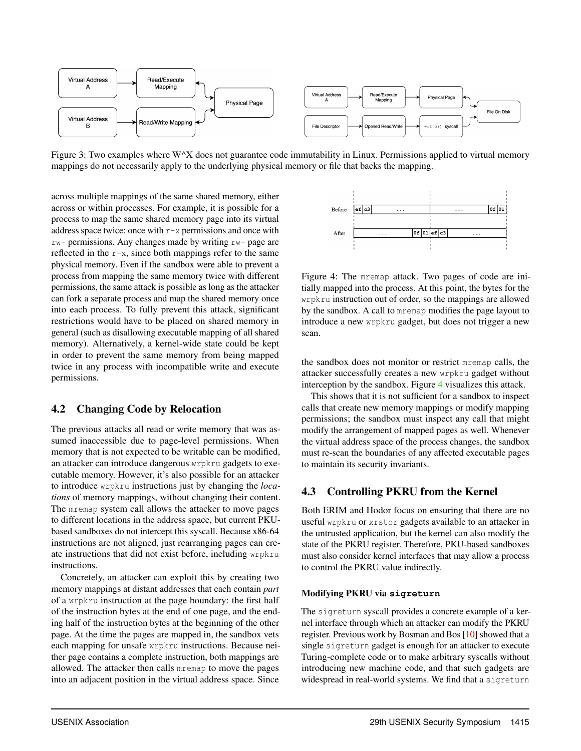Figure 3: Two examples where W^X does not guarantee code immutability in Linux. Permissions applied to virtual memory mappings do not necessarily apply to the underlying physical memory or file that backs the mapping.

across multiple mappings of the same shared memory, either across or within processes. For example, it is possible for a process to map the same shared memory page into its virtual address space twice: once with `r-x` permissions and once with `rw-` permissions. Any changes made by writing `rw-` page are reflected in the `r-x`, since both mappings refer to the same physical memory. Even if the sandbox were able to prevent a process from mapping the same memory twice with different permissions, the same attack is possible as long as the attacker can fork a separate process and map the shared memory once into each process. To fully prevent this attack, significant restrictions would have to be placed on shared memory in general (such as disallowing executable mapping of all shared memory). Alternatively, a kernel-wide state could be kept in order to prevent the same memory from being mapped twice in any process with incompatible write and execute permissions.

### 4.2 Changing Code by Relocation

The previous attacks all read or write memory that was assumed inaccessible due to page-level permissions. When memory that is not expected to be writable can be modified, an attacker can introduce dangerous `wrpkru` gadgets to executable memory. However, it's also possible for an attacker to introduce `wrpkru` instructions just by changing the *locations* of memory mappings, without changing their content. The `mremap` system call allows the attacker to move pages to different locations in the address space, but current PKU-based sandboxes do not intercept this syscall. Because x86-64 instructions are not aligned, just rearranging pages can create instructions that did not exist before, including `wrpkru` instructions.

Concretely, an attacker can exploit this by creating two memory mappings at distant addresses that each contain *part* of a `wrpkru` instruction at the page boundary: the first half of the instruction bytes at the end of one page, and the ending half of the instruction bytes at the beginning of the other page. At the time the pages are mapped in, the sandbox vets each mapping for unsafe `wrpkru` instructions. Because neither page contains a complete instruction, both mappings are allowed. The attacker then calls `mremap` to move the pages into an adjacent position in the virtual address space. Since the sandbox does not monitor or restrict `mremap` calls, the attacker successfully creates a new `wrpkru` gadget without interception by the sandbox. Figure 4 visualizes this attack.

Figure 4: The `mremap` attack. Two pages of code are initially mapped into the process. At this point, the bytes for the `wrpkru` instruction out of order, so the mappings are allowed by the sandbox. A call to `mremap` modifies the page layout to introduce a new `wrpkru` gadget, but does not trigger a new scan.

This shows that it is not sufficient for a sandbox to inspect calls that create new memory mappings or modify mapping permissions; the sandbox must inspect any call that might modify the arrangement of mapped pages as well. Whenever the virtual address space of the process changes, the sandbox must re-scan the boundaries of any affected executable pages to maintain its security invariants.

### 4.3 Controlling PKRU from the Kernel

Both ERIM and Hodor focus on ensuring that there are no useful `wrpkru` or `xrstor` gadgets available to an attacker in the untrusted application, but the kernel can also modify the state of the PKRU register. Therefore, PKU-based sandboxes must also consider kernel interfaces that may allow a process to control the PKRU value indirectly.

#### Modifying PKRU via `sigreturn`

The `sigreturn` syscall provides a concrete example of a kernel interface through which an attacker can modify the PKRU register. Previous work by Bosman and Bos [10] showed that a single `sigreturn` gadget is enough for an attacker to execute Turing-complete code or to make arbitrary syscalls without introducing new machine code, and that such gadgets are widespread in real-world systems. We find that a `sigreturn`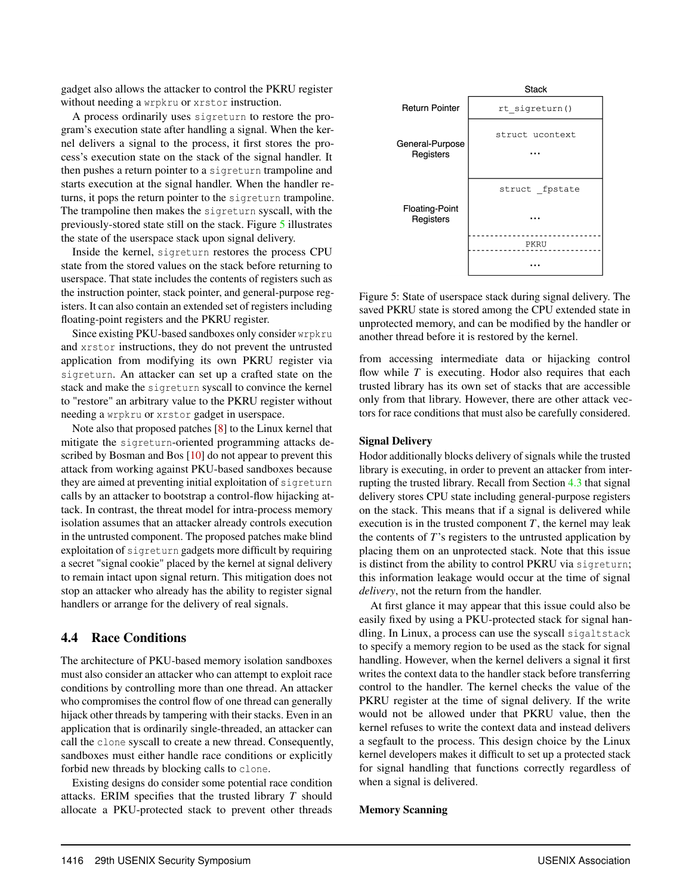gadget also allows the attacker to control the PKRU register without needing a `wrpkru` or `xrstor` instruction.

A process ordinarily uses `sigreturn` to restore the program's execution state after handling a signal. When the kernel delivers a signal to the process, it first stores the process's execution state on the stack of the signal handler. It then pushes a return pointer to a `sigreturn` trampoline and starts execution at the signal handler. When the handler returns, it pops the return pointer to the `sigreturn` trampoline. The trampoline then makes the `sigreturn` syscall, with the previously-stored state still on the stack. Figure 5 illustrates the state of the userspace stack upon signal delivery.

Inside the kernel, `sigreturn` restores the process CPU state from the stored values on the stack before returning to userspace. That state includes the contents of registers such as the instruction pointer, stack pointer, and general-purpose registers. It can also contain an extended set of registers including floating-point registers and the PKRU register.

Since existing PKU-based sandboxes only consider `wrpkru` and `xrstor` instructions, they do not prevent the untrusted application from modifying its own PKRU register via `sigreturn`. An attacker can set up a crafted state on the stack and make the `sigreturn` syscall to convince the kernel to "restore" an arbitrary value to the PKRU register without needing a `wrpkru` or `xrstor` gadget in userspace.

Note also that proposed patches [8] to the Linux kernel that mitigate the `sigreturn`-oriented programming attacks described by Bosman and Bos [10] do not appear to prevent this attack from working against PKU-based sandboxes because they are aimed at preventing initial exploitation of `sigreturn` calls by an attacker to bootstrap a control-flow hijacking attack. In contrast, the threat model for intra-process memory isolation assumes that an attacker already controls execution in the untrusted component. The proposed patches make blind exploitation of `sigreturn` gadgets more difficult by requiring a secret "signal cookie" placed by the kernel at signal delivery to remain intact upon signal return. This mitigation does not stop an attacker who already has the ability to register signal handlers or arrange for the delivery of real signals.

## 4.4 Race Conditions

The architecture of PKU-based memory isolation sandboxes must also consider an attacker who can attempt to exploit race conditions by controlling more than one thread. An attacker who compromises the control flow of one thread can generally hijack other threads by tampering with their stacks. Even in an application that is ordinarily single-threaded, an attacker can call the `clone` syscall to create a new thread. Consequently, sandboxes must either handle race conditions or explicitly forbid new threads by blocking calls to `clone`.

Existing designs do consider some potential race condition attacks. ERIM specifies that the trusted library $T$ should allocate a PKU-protected stack to prevent other threads

| | Stack |
|---|---|
| Return Pointer | `rt_sigreturn()` |
| General-Purpose Registers | `struct ucontext` ... |
| Floating-Point Registers | `struct _fpstate` ... |
| | PKRU |
| | ... |

Figure 5: State of userspace stack during signal delivery. The saved PKRU state is stored among the CPU extended state in unprotected memory, and can be modified by the handler or another thread before it is restored by the kernel.

from accessing intermediate data or hijacking control flow while $T$ is executing. Hodor also requires that each trusted library has its own set of stacks that are accessible only from that library. However, there are other attack vectors for race conditions that must also be carefully considered.

**Signal Delivery**

Hodor additionally blocks delivery of signals while the trusted library is executing, in order to prevent an attacker from interrupting the trusted library. Recall from Section 4.3 that signal delivery stores CPU state including general-purpose registers on the stack. This means that if a signal is delivered while execution is in the trusted component $T$, the kernel may leak the contents of $T$'s registers to the untrusted application by placing them on an unprotected stack. Note that this issue is distinct from the ability to control PKRU via `sigreturn`; this information leakage would occur at the time of signal *delivery*, not the return from the handler.

At first glance it may appear that this issue could also be easily fixed by using a PKU-protected stack for signal handling. In Linux, a process can use the syscall `sigaltstack` to specify a memory region to be used as the stack for signal handling. However, when the kernel delivers a signal it first writes the context data to the handler stack before transferring control to the handler. The kernel checks the value of the PKRU register at the time of signal delivery. If the write would not be allowed under that PKRU value, then the kernel refuses to write the context data and instead delivers a segfault to the process. This design choice by the Linux kernel developers makes it difficult to set up a protected stack for signal handling that functions correctly regardless of when a signal is delivered.

**Memory Scanning**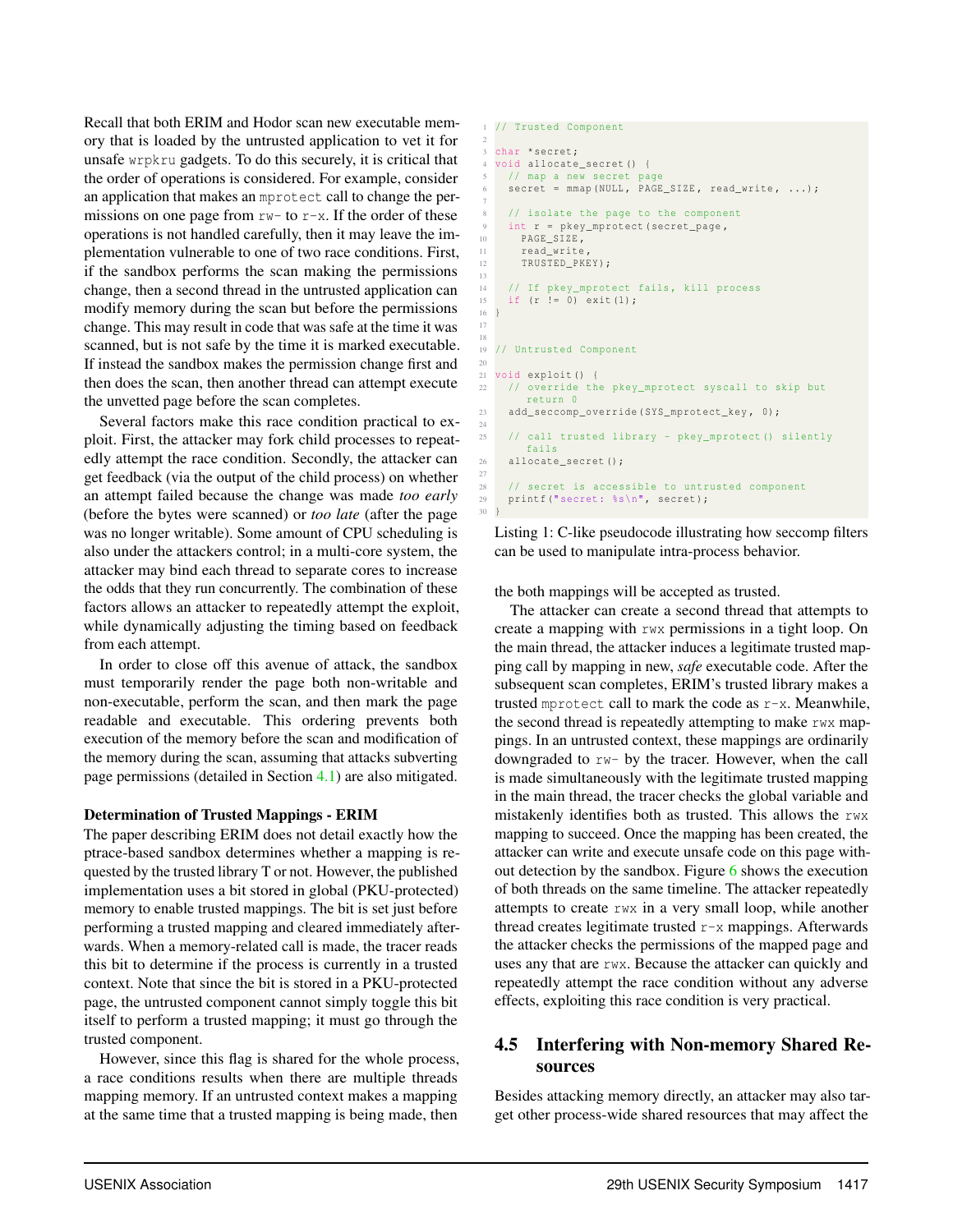Recall that both ERIM and Hodor scan new executable memory that is loaded by the untrusted application to vet it for unsafe `wrpkru` gadgets. To do this securely, it is critical that the order of operations is considered. For example, consider an application that makes an `mprotect` call to change the permissions on one page from `rw-` to `r-x`. If the order of these operations is not handled carefully, then it may leave the implementation vulnerable to one of two race conditions. First, if the sandbox performs the scan making the permissions change, then a second thread in the untrusted application can modify memory during the scan but before the permissions change. This may result in code that was safe at the time it was scanned, but is not safe by the time it is marked executable. If instead the sandbox makes the permission change first and then does the scan, then another thread can attempt execute the unvetted page before the scan completes.

Several factors make this race condition practical to exploit. First, the attacker may fork child processes to repeatedly attempt the race condition. Secondly, the attacker can get feedback (via the output of the child process) on whether an attempt failed because the change was made *too early* (before the bytes were scanned) or *too late* (after the page was no longer writable). Some amount of CPU scheduling is also under the attackers control; in a multi-core system, the attacker may bind each thread to separate cores to increase the odds that they run concurrently. The combination of these factors allows an attacker to repeatedly attempt the exploit, while dynamically adjusting the timing based on feedback from each attempt.

In order to close off this avenue of attack, the sandbox must temporarily render the page both non-writable and non-executable, perform the scan, and then mark the page readable and executable. This ordering prevents both execution of the memory before the scan and modification of the memory during the scan, assuming that attacks subverting page permissions (detailed in Section 4.1) are also mitigated.

**Determination of Trusted Mappings - ERIM**

The paper describing ERIM does not detail exactly how the ptrace-based sandbox determines whether a mapping is requested by the trusted library T or not. However, the published implementation uses a bit stored in global (PKU-protected) memory to enable trusted mappings. The bit is set just before performing a trusted mapping and cleared immediately afterwards. When a memory-related call is made, the tracer reads this bit to determine if the process is currently in a trusted context. Note that since the bit is stored in a PKU-protected page, the untrusted component cannot simply toggle this bit itself to perform a trusted mapping; it must go through the trusted component.

However, since this flag is shared for the whole process, a race conditions results when there are multiple threads mapping memory. If an untrusted context makes a mapping at the same time that a trusted mapping is being made, then the both mappings will be accepted as trusted.

```
// Trusted Component

char *secret;
void allocate_secret() {
  // map a new secret page
  secret = mmap(NULL, PAGE_SIZE, read_write, ...);

  // isolate the page to the component
  int r = pkey_mprotect(secret_page,
    PAGE_SIZE,
    read_write,
    TRUSTED_PKEY);

  // If pkey_mprotect fails, kill process
  if (r != 0) exit(1);
}


// Untrusted Component

void exploit() {
  // override the pkey_mprotect syscall to skip but
     return 0
  add_seccomp_override(SYS_mprotect_key, 0);

  // call trusted library - pkey_mprotect() silently
     fails
  allocate_secret();

  // secret is accessible to untrusted component
  printf("secret: %s\n", secret);
}
```

Listing 1: C-like pseudocode illustrating how seccomp filters can be used to manipulate intra-process behavior.

The attacker can create a second thread that attempts to create a mapping with `rwx` permissions in a tight loop. On the main thread, the attacker induces a legitimate trusted mapping call by mapping in new, *safe* executable code. After the subsequent scan completes, ERIM's trusted library makes a trusted `mprotect` call to mark the code as `r-x`. Meanwhile, the second thread is repeatedly attempting to make `rwx` mappings. In an untrusted context, these mappings are ordinarily downgraded to `rw-` by the tracer. However, when the call is made simultaneously with the legitimate trusted mapping in the main thread, the tracer checks the global variable and mistakenly identifies both as trusted. This allows the `rwx` mapping to succeed. Once the mapping has been created, the attacker can write and execute unsafe code on this page without detection by the sandbox. Figure 6 shows the execution of both threads on the same timeline. The attacker repeatedly attempts to create `rwx` in a very small loop, while another thread creates legitimate trusted `r-x` mappings. Afterwards the attacker checks the permissions of the mapped page and uses any that are `rwx`. Because the attacker can quickly and repeatedly attempt the race condition without any adverse effects, exploiting this race condition is very practical.

## 4.5 Interfering with Non-memory Shared Resources

Besides attacking memory directly, an attacker may also target other process-wide shared resources that may affect the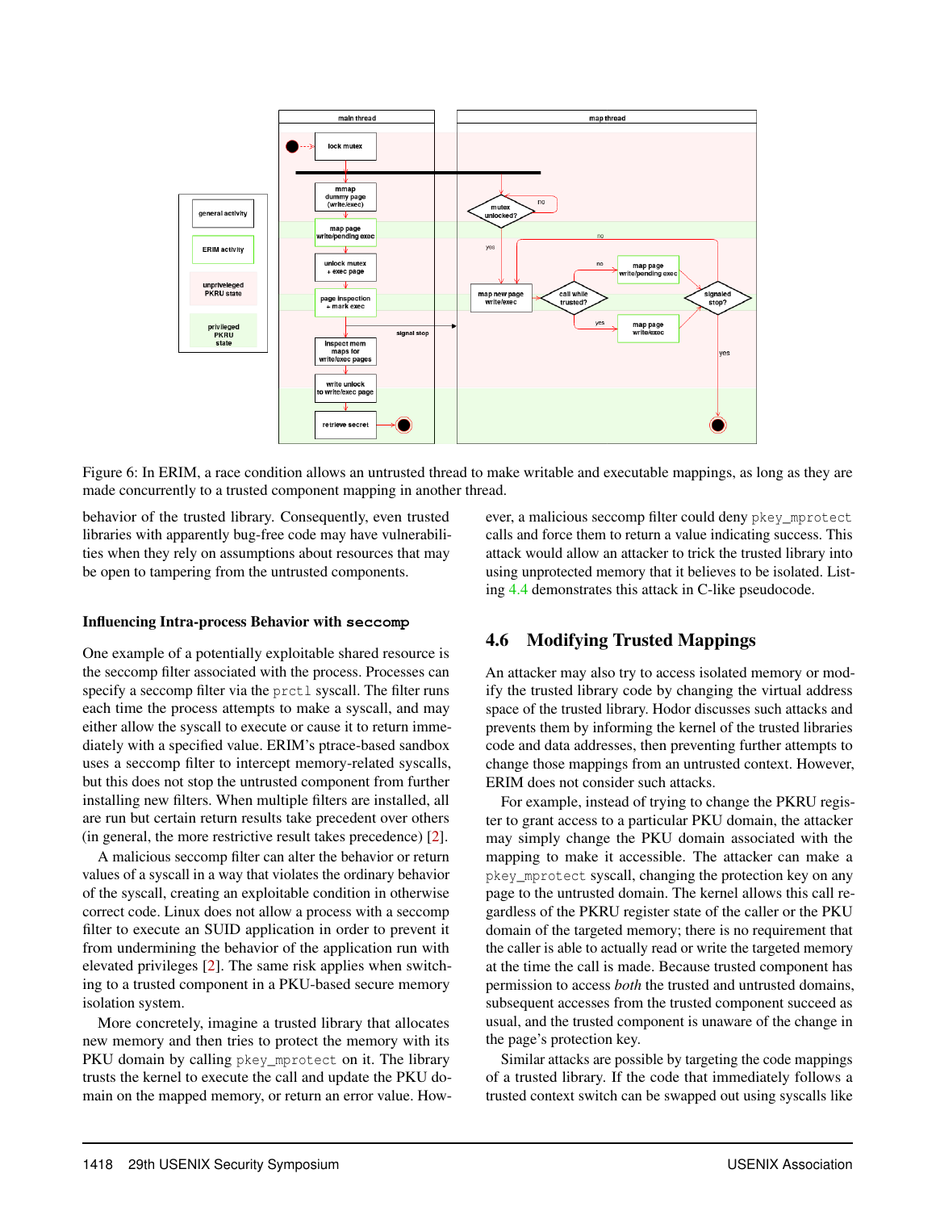Figure 6: In ERIM, a race condition allows an untrusted thread to make writable and executable mappings, as long as they are made concurrently to a trusted component mapping in another thread.

behavior of the trusted library. Consequently, even trusted libraries with apparently bug-free code may have vulnerabilities when they rely on assumptions about resources that may be open to tampering from the untrusted components.

**Influencing Intra-process Behavior with `seccomp`**

One example of a potentially exploitable shared resource is the seccomp filter associated with the process. Processes can specify a seccomp filter via the `prctl` syscall. The filter runs each time the process attempts to make a syscall, and may either allow the syscall to execute or cause it to return immediately with a specified value. ERIM's ptrace-based sandbox uses a seccomp filter to intercept memory-related syscalls, but this does not stop the untrusted component from further installing new filters. When multiple filters are installed, all are run but certain return results take precedent over others (in general, the more restrictive result takes precedence) [2].

A malicious seccomp filter can alter the behavior or return values of a syscall in a way that violates the ordinary behavior of the syscall, creating an exploitable condition in otherwise correct code. Linux does not allow a process with a seccomp filter to execute an SUID application in order to prevent it from undermining the behavior of the application run with elevated privileges [2]. The same risk applies when switching to a trusted component in a PKU-based secure memory isolation system.

More concretely, imagine a trusted library that allocates new memory and then tries to protect the memory with its PKU domain by calling `pkey_mprotect` on it. The library trusts the kernel to execute the call and update the PKU domain on the mapped memory, or return an error value. However, a malicious seccomp filter could deny `pkey_mprotect` calls and force them to return a value indicating success. This attack would allow an attacker to trick the trusted library into using unprotected memory that it believes to be isolated. Listing 4.4 demonstrates this attack in C-like pseudocode.

## 4.6 Modifying Trusted Mappings

An attacker may also try to access isolated memory or modify the trusted library code by changing the virtual address space of the trusted library. Hodor discusses such attacks and prevents them by informing the kernel of the trusted libraries code and data addresses, then preventing further attempts to change those mappings from an untrusted context. However, ERIM does not consider such attacks.

For example, instead of trying to change the PKRU register to grant access to a particular PKU domain, the attacker may simply change the PKU domain associated with the mapping to make it accessible. The attacker can make a `pkey_mprotect` syscall, changing the protection key on any page to the untrusted domain. The kernel allows this call regardless of the PKRU register state of the caller or the PKU domain of the targeted memory; there is no requirement that the caller is able to actually read or write the targeted memory at the time the call is made. Because trusted component has permission to access *both* the trusted and untrusted domains, subsequent accesses from the trusted component succeed as usual, and the trusted component is unaware of the change in the page's protection key.

Similar attacks are possible by targeting the code mappings of a trusted library. If the code that immediately follows a trusted context switch can be swapped out using syscalls like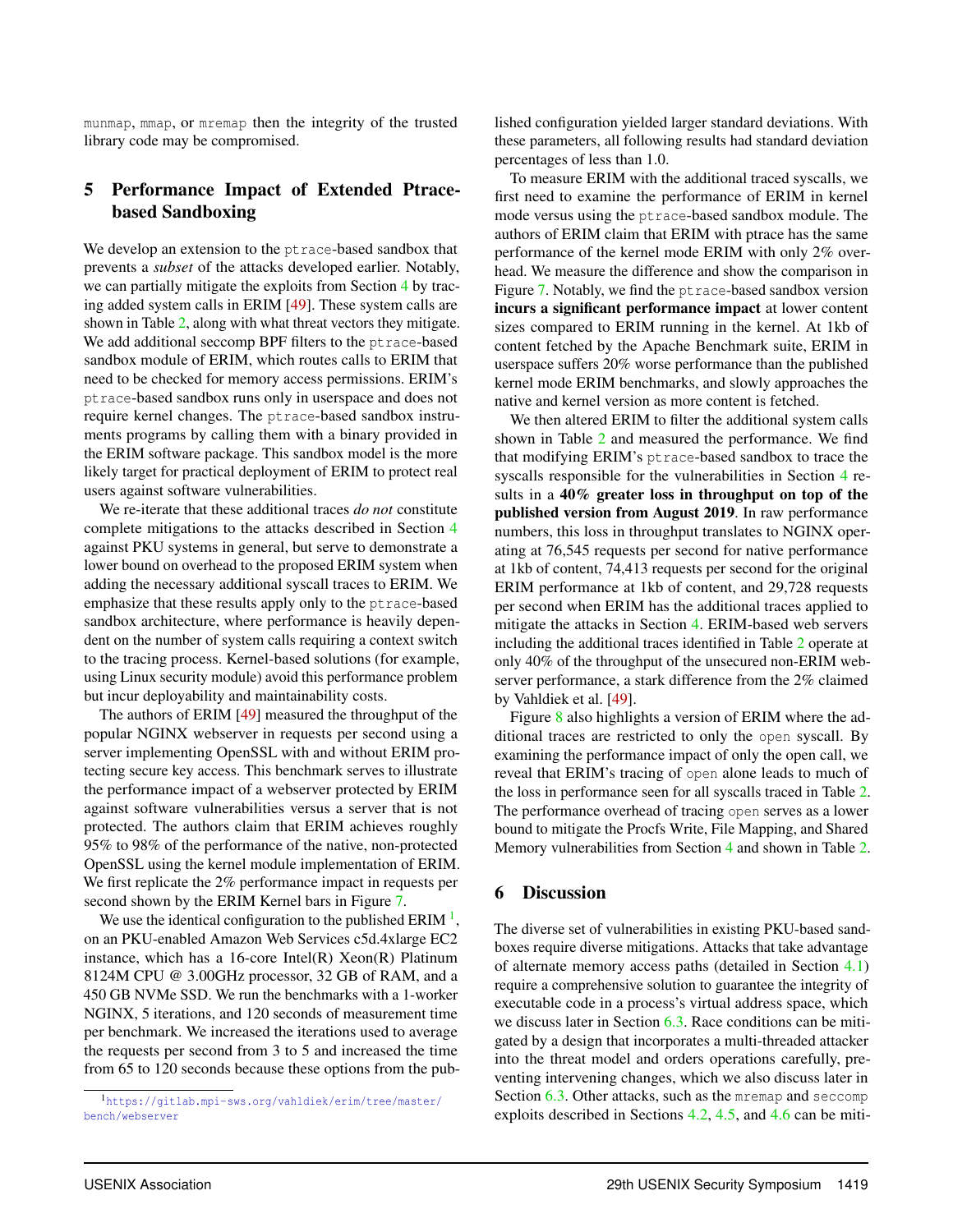munmap, mmap, or mremap then the integrity of the trusted library code may be compromised.

## 5 Performance Impact of Extended Ptrace-based Sandboxing

We develop an extension to the ptrace-based sandbox that prevents a *subset* of the attacks developed earlier. Notably, we can partially mitigate the exploits from Section 4 by tracing added system calls in ERIM [49]. These system calls are shown in Table 2, along with what threat vectors they mitigate. We add additional seccomp BPF filters to the ptrace-based sandbox module of ERIM, which routes calls to ERIM that need to be checked for memory access permissions. ERIM's ptrace-based sandbox runs only in userspace and does not require kernel changes. The ptrace-based sandbox instruments programs by calling them with a binary provided in the ERIM software package. This sandbox model is the more likely target for practical deployment of ERIM to protect real users against software vulnerabilities.

We re-iterate that these additional traces *do not* constitute complete mitigations to the attacks described in Section 4 against PKU systems in general, but serve to demonstrate a lower bound on overhead to the proposed ERIM system when adding the necessary additional syscall traces to ERIM. We emphasize that these results apply only to the ptrace-based sandbox architecture, where performance is heavily dependent on the number of system calls requiring a context switch to the tracing process. Kernel-based solutions (for example, using Linux security module) avoid this performance problem but incur deployability and maintainability costs.

The authors of ERIM [49] measured the throughput of the popular NGINX webserver in requests per second using a server implementing OpenSSL with and without ERIM protecting secure key access. This benchmark serves to illustrate the performance impact of a webserver protected by ERIM against software vulnerabilities versus a server that is not protected. The authors claim that ERIM achieves roughly 95% to 98% of the performance of the native, non-protected OpenSSL using the kernel module implementation of ERIM. We first replicate the 2% performance impact in requests per second shown by the ERIM Kernel bars in Figure 7.

We use the identical configuration to the published ERIM [1], on an PKU-enabled Amazon Web Services c5d.4xlarge EC2 instance, which has a 16-core Intel(R) Xeon(R) Platinum 8124M CPU @ 3.00GHz processor, 32 GB of RAM, and a 450 GB NVMe SSD. We run the benchmarks with a 1-worker NGINX, 5 iterations, and 120 seconds of measurement time per benchmark. We increased the iterations used to average the requests per second from 3 to 5 and increased the time from 65 to 120 seconds because these options from the published configuration yielded larger standard deviations. With these parameters, all following results had standard deviation percentages of less than 1.0.

To measure ERIM with the additional traced syscalls, we first need to examine the performance of ERIM in kernel mode versus using the ptrace-based sandbox module. The authors of ERIM claim that ERIM with ptrace has the same performance of the kernel mode ERIM with only 2% overhead. We measure the difference and show the comparison in Figure 7. Notably, we find the ptrace-based sandbox version **incurs a significant performance impact** at lower content sizes compared to ERIM running in the kernel. At 1kb of content fetched by the Apache Benchmark suite, ERIM in userspace suffers 20% worse performance than the published kernel mode ERIM benchmarks, and slowly approaches the native and kernel version as more content is fetched.

We then altered ERIM to filter the additional system calls shown in Table 2 and measured the performance. We find that modifying ERIM's ptrace-based sandbox to trace the syscalls responsible for the vulnerabilities in Section 4 results in a **40% greater loss in throughput on top of the published version from August 2019**. In raw performance numbers, this loss in throughput translates to NGINX operating at 76,545 requests per second for native performance at 1kb of content, 74,413 requests per second for the original ERIM performance at 1kb of content, and 29,728 requests per second when ERIM has the additional traces applied to mitigate the attacks in Section 4. ERIM-based web servers including the additional traces identified in Table 2 operate at only 40% of the throughput of the unsecured non-ERIM webserver performance, a stark difference from the 2% claimed by Vahldiek et al. [49].

Figure 8 also highlights a version of ERIM where the additional traces are restricted to only the open syscall. By examining the performance impact of only the open call, we reveal that ERIM's tracing of open alone leads to much of the loss in performance seen for all syscalls traced in Table 2. The performance overhead of tracing open serves as a lower bound to mitigate the Procfs Write, File Mapping, and Shared Memory vulnerabilities from Section 4 and shown in Table 2.

## 6 Discussion

The diverse set of vulnerabilities in existing PKU-based sandboxes require diverse mitigations. Attacks that take advantage of alternate memory access paths (detailed in Section 4.1) require a comprehensive solution to guarantee the integrity of executable code in a process's virtual address space, which we discuss later in Section 6.3. Race conditions can be mitigated by a design that incorporates a multi-threaded attacker into the threat model and orders operations carefully, preventing intervening changes, which we also discuss later in Section 6.3. Other attacks, such as the mremap and seccomp exploits described in Sections 4.2, 4.5, and 4.6 can be miti-

[1] https://gitlab.mpi-sws.org/vahldiek/erim/tree/master/bench/webserver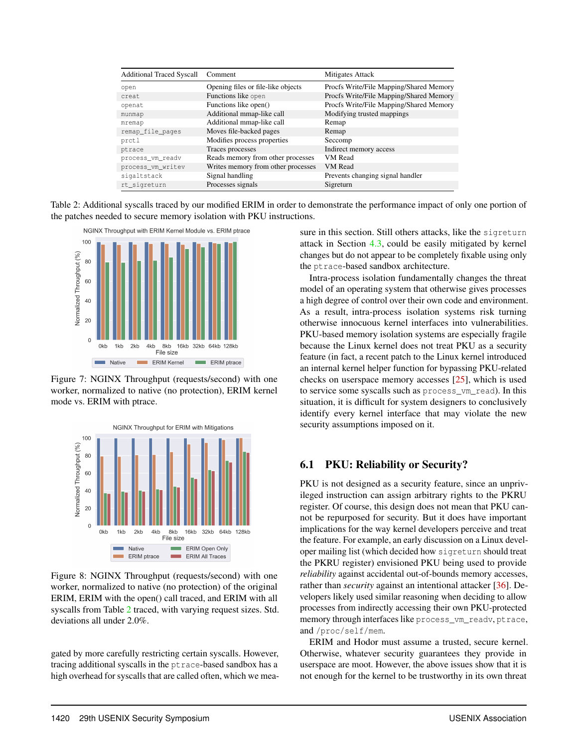| Additional Traced Syscall | Comment | Mitigates Attack |
|---|---|---|
| `open` | Opening files or file-like objects | Procfs Write/File Mapping/Shared Memory |
| `creat` | Functions like `open` | Procfs Write/File Mapping/Shared Memory |
| `openat` | Functions like open() | Procfs Write/File Mapping/Shared Memory |
| `munmap` | Additional mmap-like call | Modifying trusted mappings |
| `mremap` | Additional mmap-like call | Remap |
| `remap_file_pages` | Moves file-backed pages | Remap |
| `prctl` | Modifies process properties | Seccomp |
| `ptrace` | Traces processes | Indirect memory access |
| `process_vm_readv` | Reads memory from other processes | VM Read |
| `process_vm_writev` | Writes memory from other processes | VM Read |
| `sigaltstack` | Signal handling | Prevents changing signal handler |
| `rt_sigreturn` | Processes signals | Sigreturn |

Table 2: Additional syscalls traced by our modified ERIM in order to demonstrate the performance impact of only one portion of the patches needed to secure memory isolation with PKU instructions.

Figure 7: NGINX Throughput (requests/second) with one worker, normalized to native (no protection), ERIM kernel mode vs. ERIM with ptrace.

Figure 8: NGINX Throughput (requests/second) with one worker, normalized to native (no protection) of the original ERIM, ERIM with the open() call traced, and ERIM with all syscalls from Table 2 traced, with varying request sizes. Std. deviations all under 2.0%.

gated by more carefully restricting certain syscalls. However, tracing additional syscalls in the `ptrace`-based sandbox has a high overhead for syscalls that are called often, which we measure in this section. Still others attacks, like the `sigreturn` attack in Section 4.3, could be easily mitigated by kernel changes but do not appear to be completely fixable using only the `ptrace`-based sandbox architecture.

Intra-process isolation fundamentally changes the threat model of an operating system that otherwise gives processes a high degree of control over their own code and environment. As a result, intra-process isolation systems risk turning otherwise innocuous kernel interfaces into vulnerabilities. PKU-based memory isolation systems are especially fragile because the Linux kernel does not treat PKU as a security feature (in fact, a recent patch to the Linux kernel introduced an internal kernel helper function for bypassing PKU-related checks on userspace memory accesses [25], which is used to service some syscalls such as `process_vm_read`). In this situation, it is difficult for system designers to conclusively identify every kernel interface that may violate the new security assumptions imposed on it.

### 6.1 PKU: Reliability or Security?

PKU is not designed as a security feature, since an unprivileged instruction can assign arbitrary rights to the PKRU register. Of course, this design does not mean that PKU cannot be repurposed for security. But it does have important implications for the way kernel developers perceive and treat the feature. For example, an early discussion on a Linux developer mailing list (which decided how `sigreturn` should treat the PKRU register) envisioned PKU being used to provide *reliability* against accidental out-of-bounds memory accesses, rather than *security* against an intentional attacker [36]. Developers likely used similar reasoning when deciding to allow processes from indirectly accessing their own PKU-protected memory through interfaces like `process_vm_readv`, `ptrace`, and `/proc/self/mem`.

ERIM and Hodor must assume a trusted, secure kernel. Otherwise, whatever security guarantees they provide in userspace are moot. However, the above issues show that it is not enough for the kernel to be trustworthy in its own threat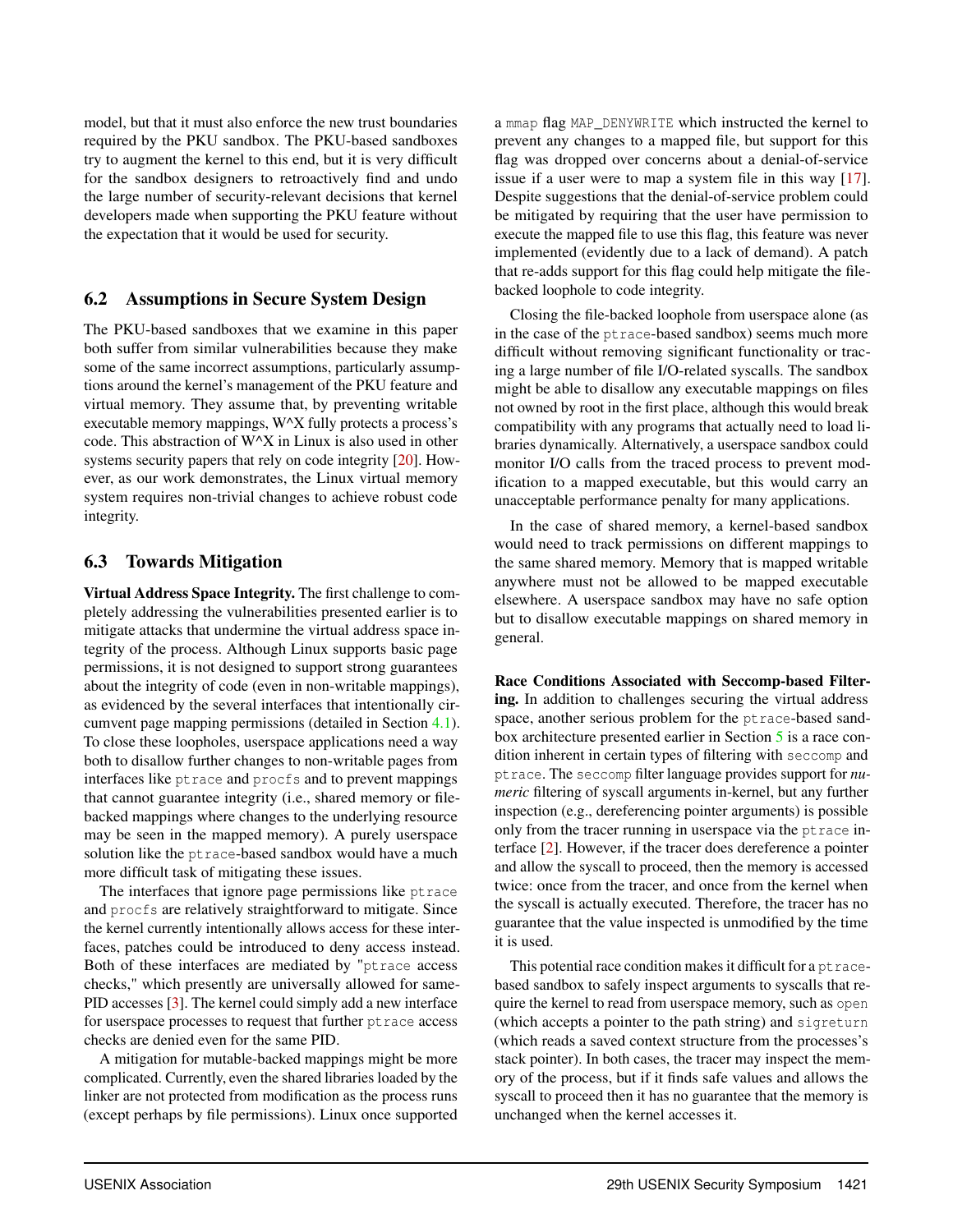model, but that it must also enforce the new trust boundaries required by the PKU sandbox. The PKU-based sandboxes try to augment the kernel to this end, but it is very difficult for the sandbox designers to retroactively find and undo the large number of security-relevant decisions that kernel developers made when supporting the PKU feature without the expectation that it would be used for security.

## 6.2 Assumptions in Secure System Design

The PKU-based sandboxes that we examine in this paper both suffer from similar vulnerabilities because they make some of the same incorrect assumptions, particularly assumptions around the kernel's management of the PKU feature and virtual memory. They assume that, by preventing writable executable memory mappings, W^X fully protects a process's code. This abstraction of W^X in Linux is also used in other systems security papers that rely on code integrity [20]. However, as our work demonstrates, the Linux virtual memory system requires non-trivial changes to achieve robust code integrity.

## 6.3 Towards Mitigation

**Virtual Address Space Integrity.** The first challenge to completely addressing the vulnerabilities presented earlier is to mitigate attacks that undermine the virtual address space integrity of the process. Although Linux supports basic page permissions, it is not designed to support strong guarantees about the integrity of code (even in non-writable mappings), as evidenced by the several interfaces that intentionally circumvent page mapping permissions (detailed in Section 4.1). To close these loopholes, userspace applications need a way both to disallow further changes to non-writable pages from interfaces like `ptrace` and `procfs` and to prevent mappings that cannot guarantee integrity (i.e., shared memory or file-backed mappings where changes to the underlying resource may be seen in the mapped memory). A purely userspace solution like the `ptrace`-based sandbox would have a much more difficult task of mitigating these issues.

The interfaces that ignore page permissions like `ptrace` and `procfs` are relatively straightforward to mitigate. Since the kernel currently intentionally allows access for these interfaces, patches could be introduced to deny access instead. Both of these interfaces are mediated by "`ptrace` access checks," which presently are universally allowed for same-PID accesses [3]. The kernel could simply add a new interface for userspace processes to request that further `ptrace` access checks are denied even for the same PID.

A mitigation for mutable-backed mappings might be more complicated. Currently, even the shared libraries loaded by the linker are not protected from modification as the process runs (except perhaps by file permissions). Linux once supported a `mmap` flag `MAP_DENYWRITE` which instructed the kernel to prevent any changes to a mapped file, but support for this flag was dropped over concerns about a denial-of-service issue if a user were to map a system file in this way [17]. Despite suggestions that the denial-of-service problem could be mitigated by requiring that the user have permission to execute the mapped file to use this flag, this feature was never implemented (evidently due to a lack of demand). A patch that re-adds support for this flag could help mitigate the file-backed loophole to code integrity.

Closing the file-backed loophole from userspace alone (as in the case of the `ptrace`-based sandbox) seems much more difficult without removing significant functionality or tracing a large number of file I/O-related syscalls. The sandbox might be able to disallow any executable mappings on files not owned by root in the first place, although this would break compatibility with any programs that actually need to load libraries dynamically. Alternatively, a userspace sandbox could monitor I/O calls from the traced process to prevent modification to a mapped executable, but this would carry an unacceptable performance penalty for many applications.

In the case of shared memory, a kernel-based sandbox would need to track permissions on different mappings to the same shared memory. Memory that is mapped writable anywhere must not be allowed to be mapped executable elsewhere. A userspace sandbox may have no safe option but to disallow executable mappings on shared memory in general.

**Race Conditions Associated with Seccomp-based Filtering.** In addition to challenges securing the virtual address space, another serious problem for the `ptrace`-based sandbox architecture presented earlier in Section 5 is a race condition inherent in certain types of filtering with `seccomp` and `ptrace`. The `seccomp` filter language provides support for ***numeric*** filtering of syscall arguments in-kernel, but any further inspection (e.g., dereferencing pointer arguments) is possible only from the tracer running in userspace via the `ptrace` interface [2]. However, if the tracer does dereference a pointer and allow the syscall to proceed, then the memory is accessed twice: once from the tracer, and once from the kernel when the syscall is actually executed. Therefore, the tracer has no guarantee that the value inspected is unmodified by the time it is used.

This potential race condition makes it difficult for a `ptrace`-based sandbox to safely inspect arguments to syscalls that require the kernel to read from userspace memory, such as `open` (which accepts a pointer to the path string) and `sigreturn` (which reads a saved context structure from the processes's stack pointer). In both cases, the tracer may inspect the memory of the process, but if it finds safe values and allows the syscall to proceed then it has no guarantee that the memory is unchanged when the kernel accesses it.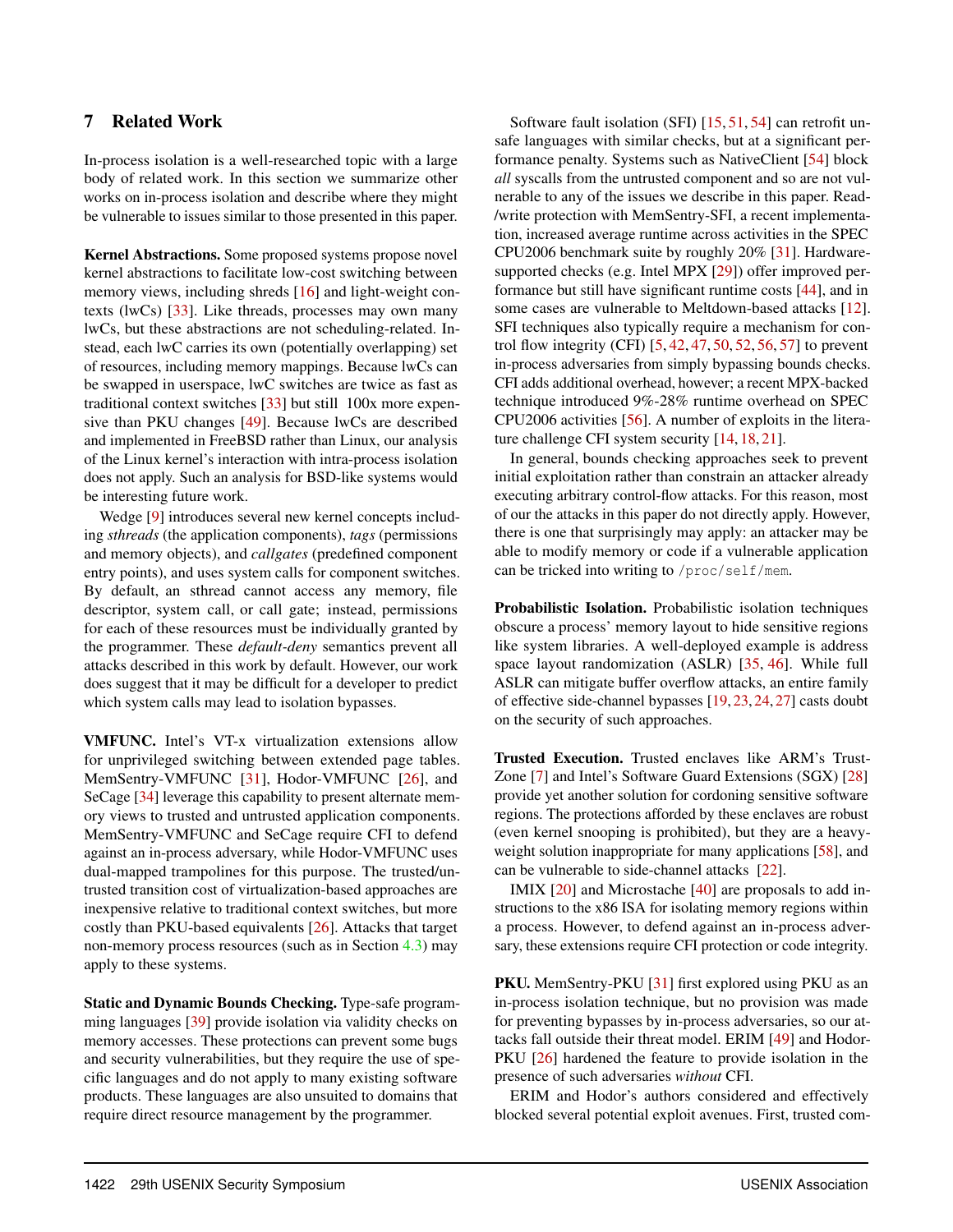## 7 Related Work

In-process isolation is a well-researched topic with a large body of related work. In this section we summarize other works on in-process isolation and describe where they might be vulnerable to issues similar to those presented in this paper.

**Kernel Abstractions.** Some proposed systems propose novel kernel abstractions to facilitate low-cost switching between memory views, including shreds [16] and light-weight contexts (lwCs) [33]. Like threads, processes may own many lwCs, but these abstractions are not scheduling-related. Instead, each lwC carries its own (potentially overlapping) set of resources, including memory mappings. Because lwCs can be swapped in userspace, lwC switches are twice as fast as traditional context switches [33] but still 100x more expensive than PKU changes [49]. Because lwCs are described and implemented in FreeBSD rather than Linux, our analysis of the Linux kernel's interaction with intra-process isolation does not apply. Such an analysis for BSD-like systems would be interesting future work.

Wedge [9] introduces several new kernel concepts including *sthreads* (the application components), *tags* (permissions and memory objects), and *callgates* (predefined component entry points), and uses system calls for component switches. By default, an sthread cannot access any memory, file descriptor, system call, or call gate; instead, permissions for each of these resources must be individually granted by the programmer. These *default-deny* semantics prevent all attacks described in this work by default. However, our work does suggest that it may be difficult for a developer to predict which system calls may lead to isolation bypasses.

**VMFUNC.** Intel's VT-x virtualization extensions allow for unprivileged switching between extended page tables. MemSentry-VMFUNC [31], Hodor-VMFUNC [26], and SeCage [34] leverage this capability to present alternate memory views to trusted and untrusted application components. MemSentry-VMFUNC and SeCage require CFI to defend against an in-process adversary, while Hodor-VMFUNC uses dual-mapped trampolines for this purpose. The trusted/untrusted transition cost of virtualization-based approaches are inexpensive relative to traditional context switches, but more costly than PKU-based equivalents [26]. Attacks that target non-memory process resources (such as in Section 4.3) may apply to these systems.

**Static and Dynamic Bounds Checking.** Type-safe programming languages [39] provide isolation via validity checks on memory accesses. These protections can prevent some bugs and security vulnerabilities, but they require the use of specific languages and do not apply to many existing software products. These languages are also unsuited to domains that require direct resource management by the programmer.

Software fault isolation (SFI) [15, 51, 54] can retrofit unsafe languages with similar checks, but at a significant performance penalty. Systems such as NativeClient [54] block *all* syscalls from the untrusted component and so are not vulnerable to any of the issues we describe in this paper. Read-/write protection with MemSentry-SFI, a recent implementation, increased average runtime across activities in the SPEC CPU2006 benchmark suite by roughly 20% [31]. Hardware-supported checks (e.g. Intel MPX [29]) offer improved performance but still have significant runtime costs [44], and in some cases are vulnerable to Meltdown-based attacks [12]. SFI techniques also typically require a mechanism for control flow integrity (CFI) [5, 42, 47, 50, 52, 56, 57] to prevent in-process adversaries from simply bypassing bounds checks. CFI adds additional overhead, however; a recent MPX-backed technique introduced 9%-28% runtime overhead on SPEC CPU2006 activities [56]. A number of exploits in the literature challenge CFI system security [14, 18, 21].

In general, bounds checking approaches seek to prevent initial exploitation rather than constrain an attacker already executing arbitrary control-flow attacks. For this reason, most of our the attacks in this paper do not directly apply. However, there is one that surprisingly may apply: an attacker may be able to modify memory or code if a vulnerable application can be tricked into writing to /proc/self/mem.

**Probabilistic Isolation.** Probabilistic isolation techniques obscure a process' memory layout to hide sensitive regions like system libraries. A well-deployed example is address space layout randomization (ASLR) [35, 46]. While full ASLR can mitigate buffer overflow attacks, an entire family of effective side-channel bypasses [19, 23, 24, 27] casts doubt on the security of such approaches.

**Trusted Execution.** Trusted enclaves like ARM's TrustZone [7] and Intel's Software Guard Extensions (SGX) [28] provide yet another solution for cordoning sensitive software regions. The protections afforded by these enclaves are robust (even kernel snooping is prohibited), but they are a heavy-weight solution inappropriate for many applications [58], and can be vulnerable to side-channel attacks [22].

IMIX [20] and Microstache [40] are proposals to add instructions to the x86 ISA for isolating memory regions within a process. However, to defend against an in-process adversary, these extensions require CFI protection or code integrity.

**PKU.** MemSentry-PKU [31] first explored using PKU as an in-process isolation technique, but no provision was made for preventing bypasses by in-process adversaries, so our attacks fall outside their threat model. ERIM [49] and Hodor-PKU [26] hardened the feature to provide isolation in the presence of such adversaries *without* CFI.

ERIM and Hodor's authors considered and effectively blocked several potential exploit avenues. First, trusted com-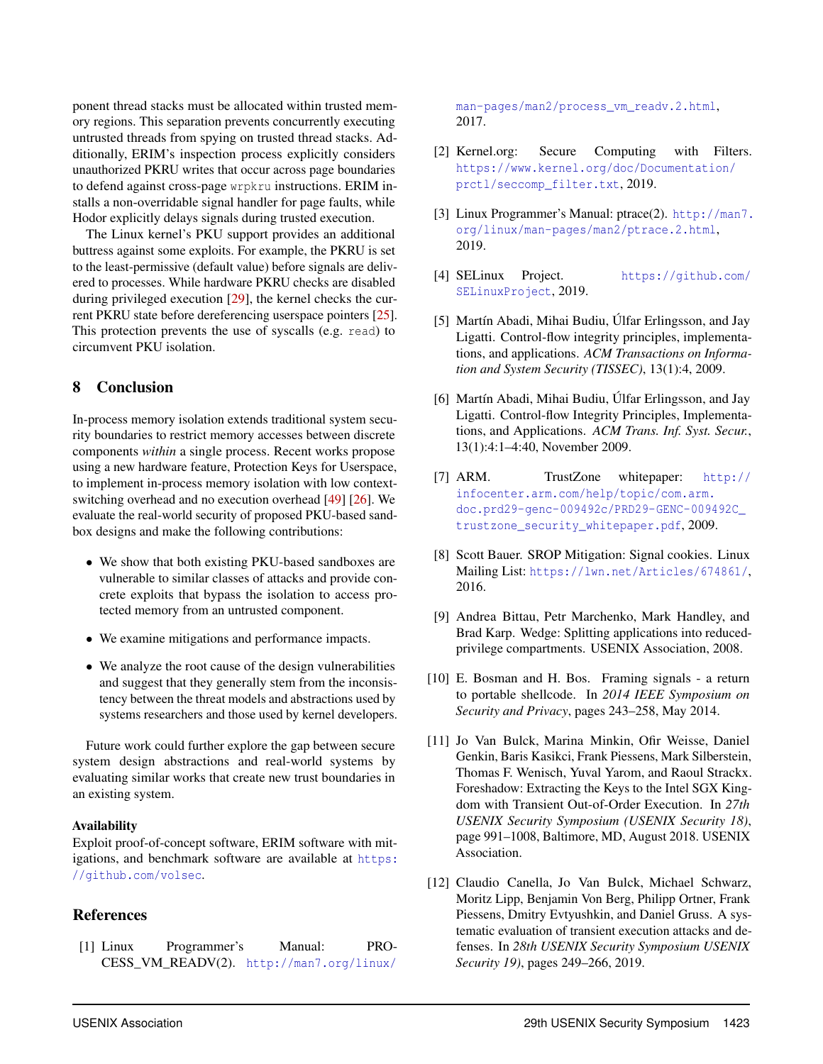ponent thread stacks must be allocated within trusted memory regions. This separation prevents concurrently executing untrusted threads from spying on trusted thread stacks. Additionally, ERIM's inspection process explicitly considers unauthorized PKRU writes that occur across page boundaries to defend against cross-page `wrpkru` instructions. ERIM installs a non-overridable signal handler for page faults, while Hodor explicitly delays signals during trusted execution.

The Linux kernel's PKU support provides an additional buttress against some exploits. For example, the PKRU is set to the least-permissive (default value) before signals are delivered to processes. While hardware PKRU checks are disabled during privileged execution [29], the kernel checks the current PKRU state before dereferencing userspace pointers [25]. This protection prevents the use of syscalls (e.g. `read`) to circumvent PKU isolation.

## 8 Conclusion

In-process memory isolation extends traditional system security boundaries to restrict memory accesses between discrete components *within* a single process. Recent works propose using a new hardware feature, Protection Keys for Userspace, to implement in-process memory isolation with low context-switching overhead and no execution overhead [49] [26]. We evaluate the real-world security of proposed PKU-based sandbox designs and make the following contributions:

- We show that both existing PKU-based sandboxes are vulnerable to similar classes of attacks and provide concrete exploits that bypass the isolation to access protected memory from an untrusted component.
- We examine mitigations and performance impacts.
- We analyze the root cause of the design vulnerabilities and suggest that they generally stem from the inconsistency between the threat models and abstractions used by systems researchers and those used by kernel developers.

Future work could further explore the gap between secure system design abstractions and real-world systems by evaluating similar works that create new trust boundaries in an existing system.

### Availability

Exploit proof-of-concept software, ERIM software with mitigations, and benchmark software are available at https://github.com/volsec.

## References

[1] Linux Programmer's Manual: PROCESS_VM_READV(2). http://man7.org/linux/man-pages/man2/process_vm_readv.2.html, 2017.

[2] Kernel.org: Secure Computing with Filters. https://www.kernel.org/doc/Documentation/prctl/seccomp_filter.txt, 2019.

[3] Linux Programmer's Manual: ptrace(2). http://man7.org/linux/man-pages/man2/ptrace.2.html, 2019.

[4] SELinux Project. https://github.com/SELinuxProject, 2019.

[5] Martín Abadi, Mihai Budiu, Úlfar Erlingsson, and Jay Ligatti. Control-flow integrity principles, implementations, and applications. *ACM Transactions on Information and System Security (TISSEC)*, 13(1):4, 2009.

[6] Martín Abadi, Mihai Budiu, Úlfar Erlingsson, and Jay Ligatti. Control-flow Integrity Principles, Implementations, and Applications. *ACM Trans. Inf. Syst. Secur.*, 13(1):4:1–4:40, November 2009.

[7] ARM. TrustZone whitepaper: http://infocenter.arm.com/help/topic/com.arm.doc.prd29-genc-009492c/PRD29-GENC-009492C_trustzone_security_whitepaper.pdf, 2009.

[8] Scott Bauer. SROP Mitigation: Signal cookies. Linux Mailing List: https://lwn.net/Articles/674861/, 2016.

[9] Andrea Bittau, Petr Marchenko, Mark Handley, and Brad Karp. Wedge: Splitting applications into reduced-privilege compartments. USENIX Association, 2008.

[10] E. Bosman and H. Bos. Framing signals - a return to portable shellcode. In *2014 IEEE Symposium on Security and Privacy*, pages 243–258, May 2014.

[11] Jo Van Bulck, Marina Minkin, Ofir Weisse, Daniel Genkin, Baris Kasikci, Frank Piessens, Mark Silberstein, Thomas F. Wenisch, Yuval Yarom, and Raoul Strackx. Foreshadow: Extracting the Keys to the Intel SGX Kingdom with Transient Out-of-Order Execution. In *27th USENIX Security Symposium (USENIX Security 18)*, page 991–1008, Baltimore, MD, August 2018. USENIX Association.

[12] Claudio Canella, Jo Van Bulck, Michael Schwarz, Moritz Lipp, Benjamin Von Berg, Philipp Ortner, Frank Piessens, Dmitry Evtyushkin, and Daniel Gruss. A systematic evaluation of transient execution attacks and defenses. In *28th USENIX Security Symposium USENIX Security 19)*, pages 249–266, 2019.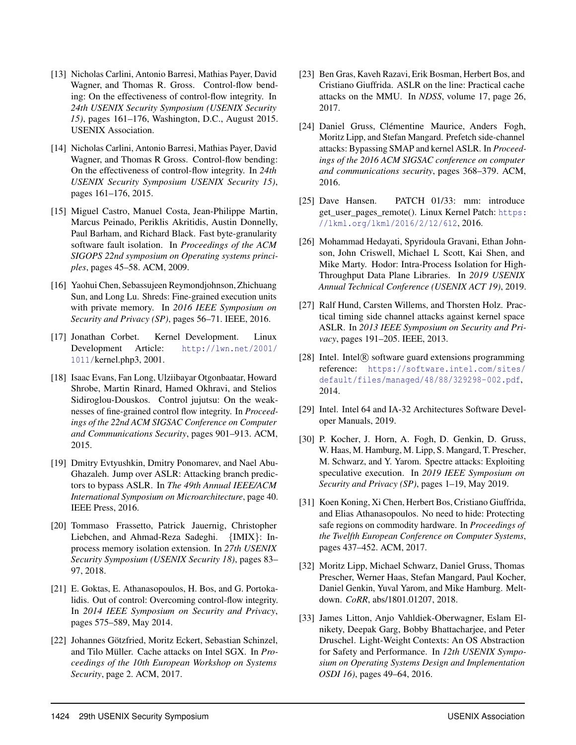[13] Nicholas Carlini, Antonio Barresi, Mathias Payer, David Wagner, and Thomas R. Gross. Control-flow bending: On the effectiveness of control-flow integrity. In *24th USENIX Security Symposium (USENIX Security 15)*, pages 161–176, Washington, D.C., August 2015. USENIX Association.

[14] Nicholas Carlini, Antonio Barresi, Mathias Payer, David Wagner, and Thomas R Gross. Control-flow bending: On the effectiveness of control-flow integrity. In *24th USENIX Security Symposium USENIX Security 15)*, pages 161–176, 2015.

[15] Miguel Castro, Manuel Costa, Jean-Philippe Martin, Marcus Peinado, Periklis Akritidis, Austin Donnelly, Paul Barham, and Richard Black. Fast byte-granularity software fault isolation. In *Proceedings of the ACM SIGOPS 22nd symposium on Operating systems principles*, pages 45–58. ACM, 2009.

[16] Yaohui Chen, Sebassujeen Reymondjohnson, Zhichuang Sun, and Long Lu. Shreds: Fine-grained execution units with private memory. In *2016 IEEE Symposium on Security and Privacy (SP)*, pages 56–71. IEEE, 2016.

[17] Jonathan Corbet. Kernel Development. Linux Development Article: http://lwn.net/2001/1011/kernel.php3, 2001.

[18] Isaac Evans, Fan Long, Ulziibayar Otgonbaatar, Howard Shrobe, Martin Rinard, Hamed Okhravi, and Stelios Sidiroglou-Douskos. Control jujutsu: On the weaknesses of fine-grained control flow integrity. In *Proceedings of the 22nd ACM SIGSAC Conference on Computer and Communications Security*, pages 901–913. ACM, 2015.

[19] Dmitry Evtyushkin, Dmitry Ponomarev, and Nael Abu-Ghazaleh. Jump over ASLR: Attacking branch predictors to bypass ASLR. In *The 49th Annual IEEE/ACM International Symposium on Microarchitecture*, page 40. IEEE Press, 2016.

[20] Tommaso Frassetto, Patrick Jauernig, Christopher Liebchen, and Ahmad-Reza Sadeghi. {IMIX}: In-process memory isolation extension. In *27th USENIX Security Symposium (USENIX Security 18)*, pages 83–97, 2018.

[21] E. Goktas, E. Athanasopoulos, H. Bos, and G. Portokalidis. Out of control: Overcoming control-flow integrity. In *2014 IEEE Symposium on Security and Privacy*, pages 575–589, May 2014.

[22] Johannes Götzfried, Moritz Eckert, Sebastian Schinzel, and Tilo Müller. Cache attacks on Intel SGX. In *Proceedings of the 10th European Workshop on Systems Security*, page 2. ACM, 2017.

[23] Ben Gras, Kaveh Razavi, Erik Bosman, Herbert Bos, and Cristiano Giuffrida. ASLR on the line: Practical cache attacks on the MMU. In *NDSS*, volume 17, page 26, 2017.

[24] Daniel Gruss, Clémentine Maurice, Anders Fogh, Moritz Lipp, and Stefan Mangard. Prefetch side-channel attacks: Bypassing SMAP and kernel ASLR. In *Proceedings of the 2016 ACM SIGSAC conference on computer and communications security*, pages 368–379. ACM, 2016.

[25] Dave Hansen. PATCH 01/33: mm: introduce get_user_pages_remote(). Linux Kernel Patch: https://lkml.org/lkml/2016/2/12/612, 2016.

[26] Mohammad Hedayati, Spyridoula Gravani, Ethan Johnson, John Criswell, Michael L Scott, Kai Shen, and Mike Marty. Hodor: Intra-Process Isolation for High-Throughput Data Plane Libraries. In *2019 USENIX Annual Technical Conference (USENIX ACT 19)*, 2019.

[27] Ralf Hund, Carsten Willems, and Thorsten Holz. Practical timing side channel attacks against kernel space ASLR. In *2013 IEEE Symposium on Security and Privacy*, pages 191–205. IEEE, 2013.

[28] Intel. Intel® software guard extensions programming reference: https://software.intel.com/sites/default/files/managed/48/88/329298-002.pdf, 2014.

[29] Intel. Intel 64 and IA-32 Architectures Software Developer Manuals, 2019.

[30] P. Kocher, J. Horn, A. Fogh, D. Genkin, D. Gruss, W. Haas, M. Hamburg, M. Lipp, S. Mangard, T. Prescher, M. Schwarz, and Y. Yarom. Spectre attacks: Exploiting speculative execution. In *2019 IEEE Symposium on Security and Privacy (SP)*, pages 1–19, May 2019.

[31] Koen Koning, Xi Chen, Herbert Bos, Cristiano Giuffrida, and Elias Athanasopoulos. No need to hide: Protecting safe regions on commodity hardware. In *Proceedings of the Twelfth European Conference on Computer Systems*, pages 437–452. ACM, 2017.

[32] Moritz Lipp, Michael Schwarz, Daniel Gruss, Thomas Prescher, Werner Haas, Stefan Mangard, Paul Kocher, Daniel Genkin, Yuval Yarom, and Mike Hamburg. Meltdown. *CoRR*, abs/1801.01207, 2018.

[33] James Litton, Anjo Vahldiek-Oberwagner, Eslam Elnikety, Deepak Garg, Bobby Bhattacharjee, and Peter Druschel. Light-Weight Contexts: An OS Abstraction for Safety and Performance. In *12th USENIX Symposium on Operating Systems Design and Implementation OSDI 16)*, pages 49–64, 2016.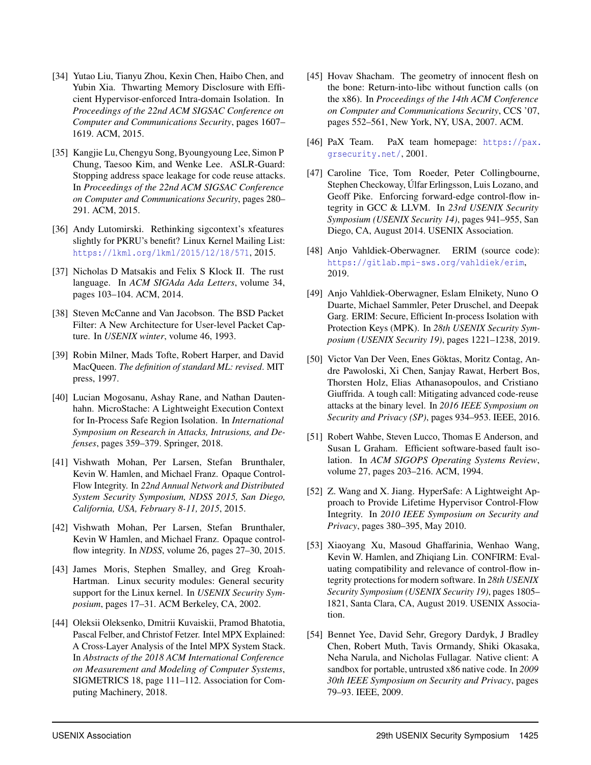[34] Yutao Liu, Tianyu Zhou, Kexin Chen, Haibo Chen, and Yubin Xia. Thwarting Memory Disclosure with Efficient Hypervisor-enforced Intra-domain Isolation. In *Proceedings of the 22nd ACM SIGSAC Conference on Computer and Communications Security*, pages 1607–1619. ACM, 2015.

[35] Kangjie Lu, Chengyu Song, Byoungyoung Lee, Simon P Chung, Taesoo Kim, and Wenke Lee. ASLR-Guard: Stopping address space leakage for code reuse attacks. In *Proceedings of the 22nd ACM SIGSAC Conference on Computer and Communications Security*, pages 280–291. ACM, 2015.

[36] Andy Lutomirski. Rethinking sigcontext's xfeatures slightly for PKRU's benefit? Linux Kernel Mailing List: https://lkml.org/lkml/2015/12/18/571, 2015.

[37] Nicholas D Matsakis and Felix S Klock II. The rust language. In *ACM SIGAda Ada Letters*, volume 34, pages 103–104. ACM, 2014.

[38] Steven McCanne and Van Jacobson. The BSD Packet Filter: A New Architecture for User-level Packet Capture. In *USENIX winter*, volume 46, 1993.

[39] Robin Milner, Mads Tofte, Robert Harper, and David MacQueen. *The definition of standard ML: revised*. MIT press, 1997.

[40] Lucian Mogosanu, Ashay Rane, and Nathan Dautenhahn. MicroStache: A Lightweight Execution Context for In-Process Safe Region Isolation. In *International Symposium on Research in Attacks, Intrusions, and Defenses*, pages 359–379. Springer, 2018.

[41] Vishwath Mohan, Per Larsen, Stefan Brunthaler, Kevin W. Hamlen, and Michael Franz. Opaque Control-Flow Integrity. In *22nd Annual Network and Distributed System Security Symposium, NDSS 2015, San Diego, California, USA, February 8-11, 2015*, 2015.

[42] Vishwath Mohan, Per Larsen, Stefan Brunthaler, Kevin W Hamlen, and Michael Franz. Opaque control-flow integrity. In *NDSS*, volume 26, pages 27–30, 2015.

[43] James Moris, Stephen Smalley, and Greg Kroah-Hartman. Linux security modules: General security support for the Linux kernel. In *USENIX Security Symposium*, pages 17–31. ACM Berkeley, CA, 2002.

[44] Oleksii Oleksenko, Dmitrii Kuvaiskii, Pramod Bhatotia, Pascal Felber, and Christof Fetzer. Intel MPX Explained: A Cross-Layer Analysis of the Intel MPX System Stack. In *Abstracts of the 2018 ACM International Conference on Measurement and Modeling of Computer Systems*, SIGMETRICS 18, page 111–112. Association for Computing Machinery, 2018.

[45] Hovav Shacham. The geometry of innocent flesh on the bone: Return-into-libc without function calls (on the x86). In *Proceedings of the 14th ACM Conference on Computer and Communications Security*, CCS '07, pages 552–561, New York, NY, USA, 2007. ACM.

[46] PaX Team. PaX team homepage: https://pax.grsecurity.net/, 2001.

[47] Caroline Tice, Tom Roeder, Peter Collingbourne, Stephen Checkoway, Úlfar Erlingsson, Luis Lozano, and Geoff Pike. Enforcing forward-edge control-flow integrity in GCC & LLVM. In *23rd USENIX Security Symposium (USENIX Security 14)*, pages 941–955, San Diego, CA, August 2014. USENIX Association.

[48] Anjo Vahldiek-Oberwagner. ERIM (source code): https://gitlab.mpi-sws.org/vahldiek/erim, 2019.

[49] Anjo Vahldiek-Oberwagner, Eslam Elnikety, Nuno O Duarte, Michael Sammler, Peter Druschel, and Deepak Garg. ERIM: Secure, Efficient In-process Isolation with Protection Keys (MPK). In *28th USENIX Security Symposium (USENIX Security 19)*, pages 1221–1238, 2019.

[50] Victor Van Der Veen, Enes Göktas, Moritz Contag, Andre Pawoloski, Xi Chen, Sanjay Rawat, Herbert Bos, Thorsten Holz, Elias Athanasopoulos, and Cristiano Giuffrida. A tough call: Mitigating advanced code-reuse attacks at the binary level. In *2016 IEEE Symposium on Security and Privacy (SP)*, pages 934–953. IEEE, 2016.

[51] Robert Wahbe, Steven Lucco, Thomas E Anderson, and Susan L Graham. Efficient software-based fault isolation. In *ACM SIGOPS Operating Systems Review*, volume 27, pages 203–216. ACM, 1994.

[52] Z. Wang and X. Jiang. HyperSafe: A Lightweight Approach to Provide Lifetime Hypervisor Control-Flow Integrity. In *2010 IEEE Symposium on Security and Privacy*, pages 380–395, May 2010.

[53] Xiaoyang Xu, Masoud Ghaffarinia, Wenhao Wang, Kevin W. Hamlen, and Zhiqiang Lin. CONFIRM: Evaluating compatibility and relevance of control-flow integrity protections for modern software. In *28th USENIX Security Symposium (USENIX Security 19)*, pages 1805–1821, Santa Clara, CA, August 2019. USENIX Association.

[54] Bennet Yee, David Sehr, Gregory Dardyk, J Bradley Chen, Robert Muth, Tavis Ormandy, Shiki Okasaka, Neha Narula, and Nicholas Fullagar. Native client: A sandbox for portable, untrusted x86 native code. In *2009 30th IEEE Symposium on Security and Privacy*, pages 79–93. IEEE, 2009.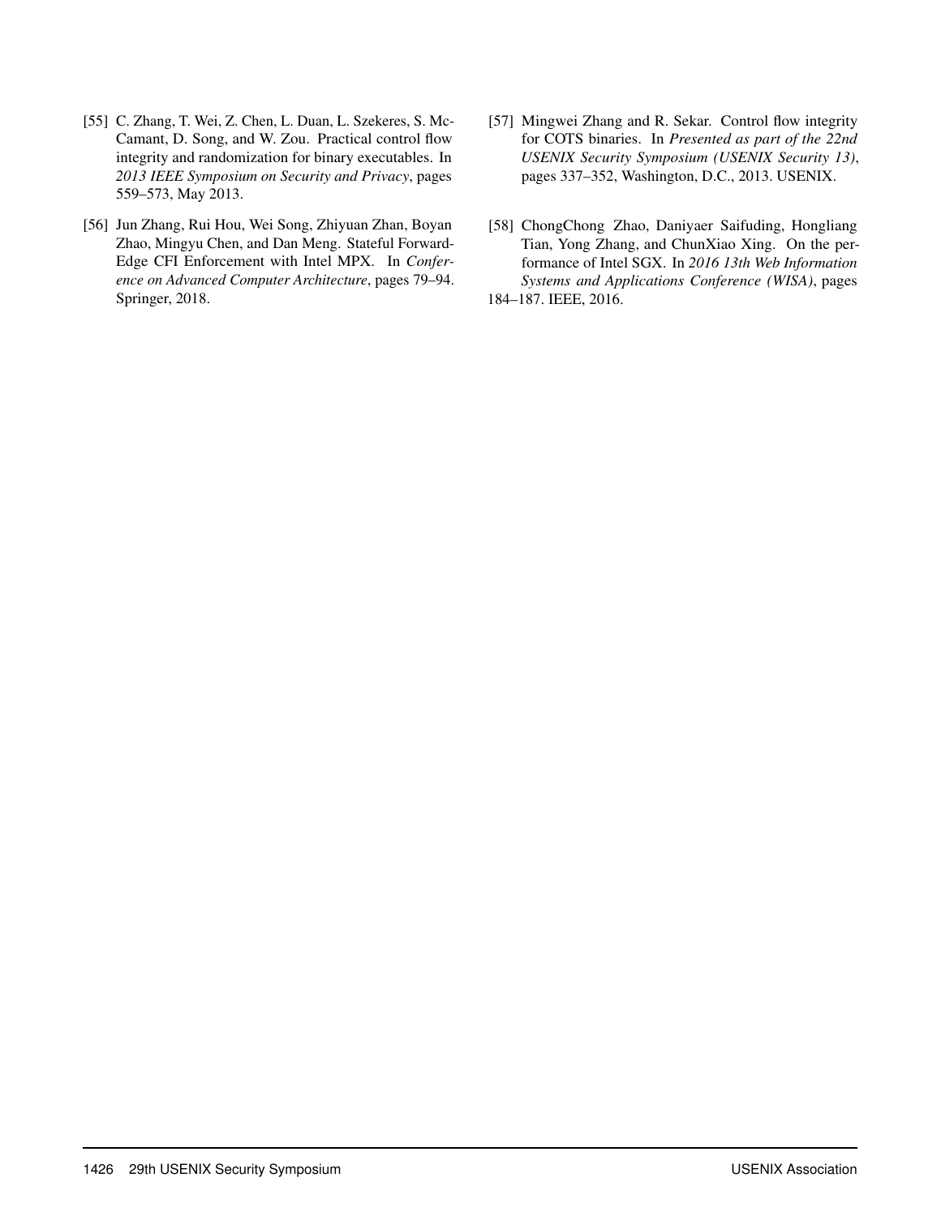[55] C. Zhang, T. Wei, Z. Chen, L. Duan, L. Szekeres, S. McCamant, D. Song, and W. Zou. Practical control flow integrity and randomization for binary executables. In *2013 IEEE Symposium on Security and Privacy*, pages 559–573, May 2013.

[56] Jun Zhang, Rui Hou, Wei Song, Zhiyuan Zhan, Boyan Zhao, Mingyu Chen, and Dan Meng. Stateful Forward-Edge CFI Enforcement with Intel MPX. In *Conference on Advanced Computer Architecture*, pages 79–94. Springer, 2018.

[57] Mingwei Zhang and R. Sekar. Control flow integrity for COTS binaries. In *Presented as part of the 22nd USENIX Security Symposium (USENIX Security 13)*, pages 337–352, Washington, D.C., 2013. USENIX.

[58] ChongChong Zhao, Daniyaer Saifuding, Hongliang Tian, Yong Zhang, and ChunXiao Xing. On the performance of Intel SGX. In *2016 13th Web Information Systems and Applications Conference (WISA)*, pages 184–187. IEEE, 2016.